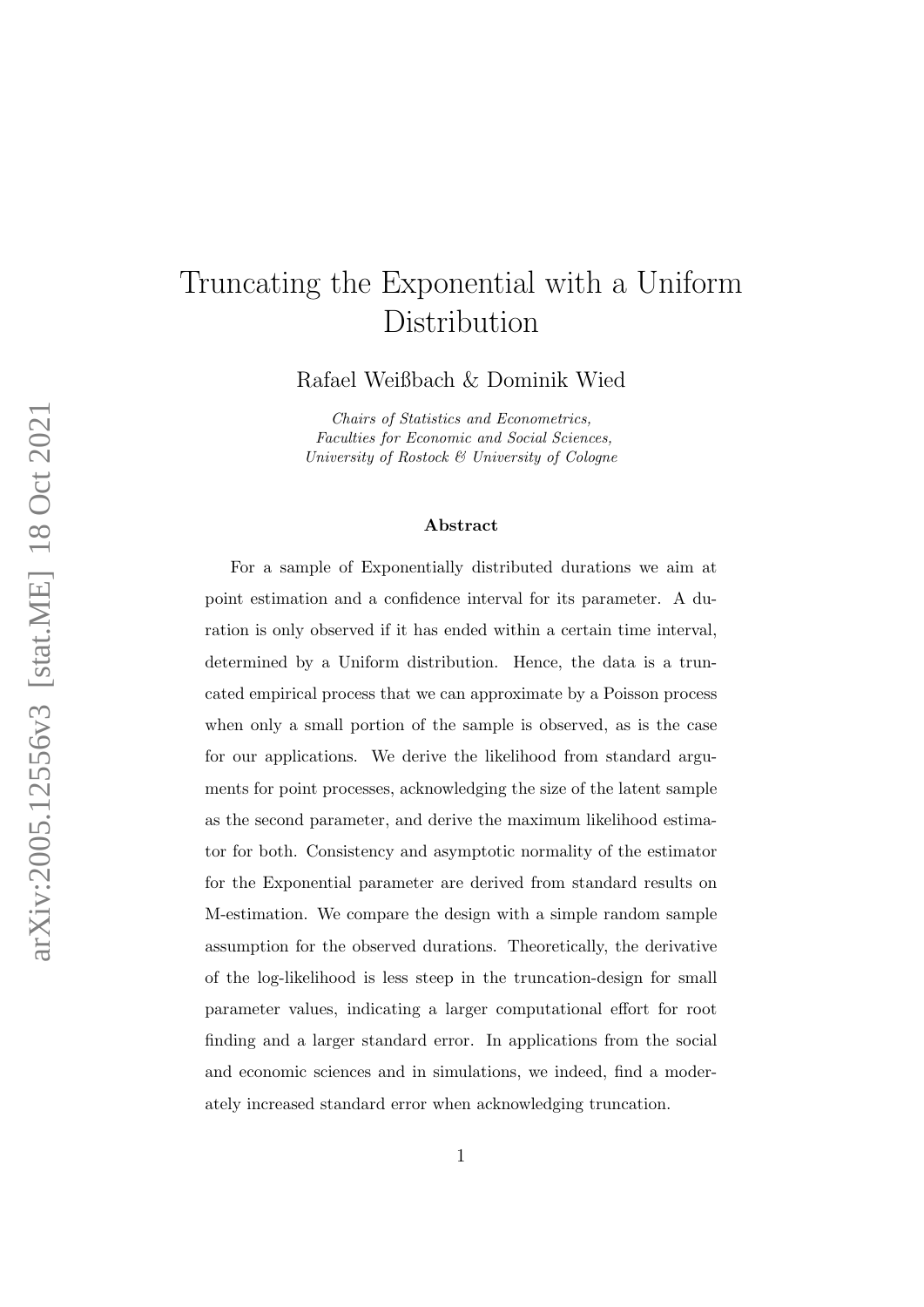# Truncating the Exponential with a Uniform Distribution

Rafael Weißbach & Dominik Wied

*Chairs of Statistics and Econometrics,*
*Faculties for Economic and Social Sciences,*
*University of Rostock & University of Cologne*

## Abstract

For a sample of Exponentially distributed durations we aim at point estimation and a confidence interval for its parameter. A duration is only observed if it has ended within a certain time interval, determined by a Uniform distribution. Hence, the data is a truncated empirical process that we can approximate by a Poisson process when only a small portion of the sample is observed, as is the case for our applications. We derive the likelihood from standard arguments for point processes, acknowledging the size of the latent sample as the second parameter, and derive the maximum likelihood estimator for both. Consistency and asymptotic normality of the estimator for the Exponential parameter are derived from standard results on M-estimation. We compare the design with a simple random sample assumption for the observed durations. Theoretically, the derivative of the log-likelihood is less steep in the truncation-design for small parameter values, indicating a larger computational effort for root finding and a larger standard error. In applications from the social and economic sciences and in simulations, we indeed, find a moderately increased standard error when acknowledging truncation.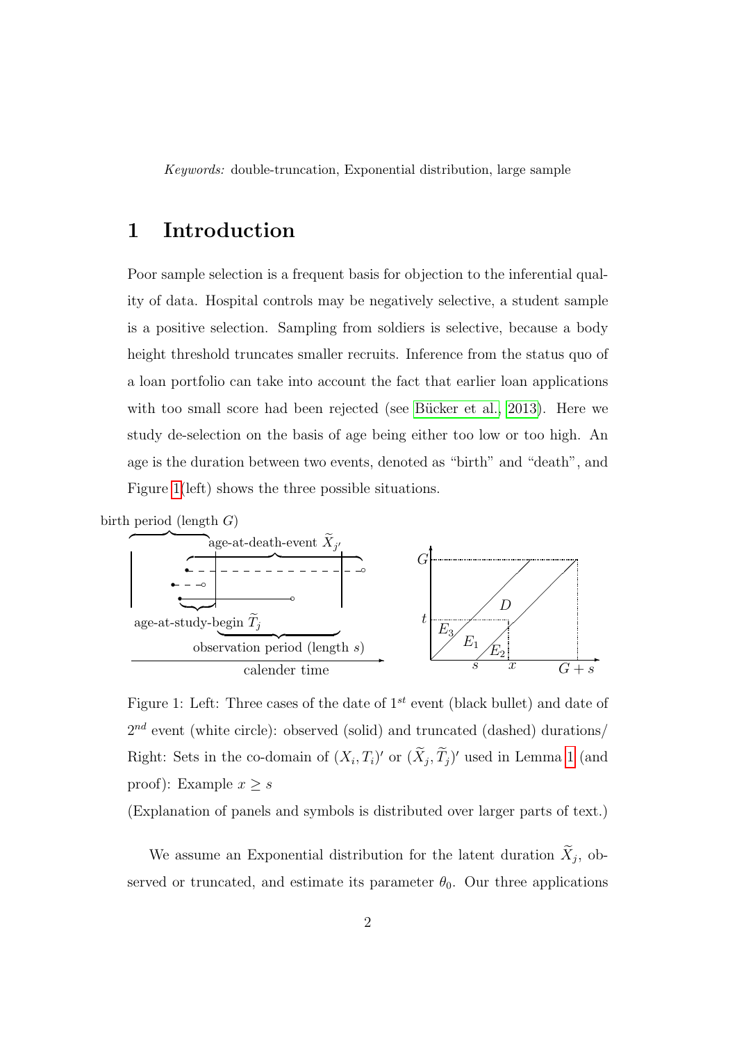*Keywords:* double-truncation, Exponential distribution, large sample

# 1 Introduction

Poor sample selection is a frequent basis for objection to the inferential quality of data. Hospital controls may be negatively selective, a student sample is a positive selection. Sampling from soldiers is selective, because a body height threshold truncates smaller recruits. Inference from the status quo of a loan portfolio can take into account the fact that earlier loan applications with too small score had been rejected (see Bücker et al., 2013). Here we study de-selection on the basis of age being either too low or too high. An age is the duration between two events, denoted as "birth" and "death", and Figure 1(left) shows the three possible situations.

Figure 1: Left: Three cases of the date of $1^{st}$ event (black bullet) and date of $2^{nd}$ event (white circle): observed (solid) and truncated (dashed) durations/ Right: Sets in the co-domain of $(X_i, T_i)'$ or $(\widetilde{X}_j, \widetilde{T}_j)'$ used in Lemma 1 (and proof): Example $x \geq s$

(Explanation of panels and symbols is distributed over larger parts of text.)

We assume an Exponential distribution for the latent duration $\widetilde{X}_j$, observed or truncated, and estimate its parameter $\theta_0$. Our three applications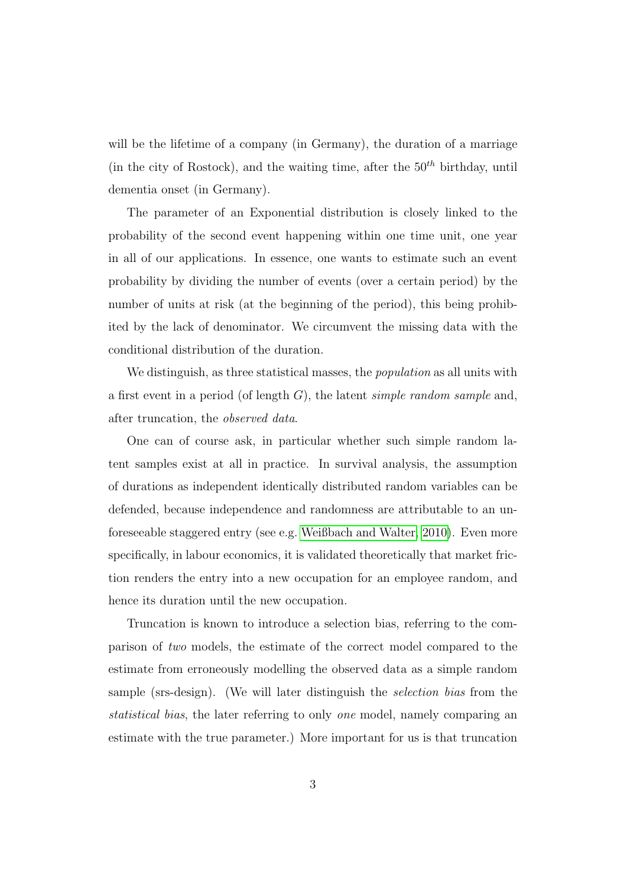will be the lifetime of a company (in Germany), the duration of a marriage (in the city of Rostock), and the waiting time, after the $50^{th}$ birthday, until dementia onset (in Germany).

The parameter of an Exponential distribution is closely linked to the probability of the second event happening within one time unit, one year in all of our applications. In essence, one wants to estimate such an event probability by dividing the number of events (over a certain period) by the number of units at risk (at the beginning of the period), this being prohibited by the lack of denominator. We circumvent the missing data with the conditional distribution of the duration.

We distinguish, as three statistical masses, the *population* as all units with a first event in a period (of length $G$), the latent *simple random sample* and, after truncation, the *observed data*.

One can of course ask, in particular whether such simple random latent samples exist at all in practice. In survival analysis, the assumption of durations as independent identically distributed random variables can be defended, because independence and randomness are attributable to an unforeseeable staggered entry (see e.g. Weißbach and Walter, 2010). Even more specifically, in labour economics, it is validated theoretically that market friction renders the entry into a new occupation for an employee random, and hence its duration until the new occupation.

Truncation is known to introduce a selection bias, referring to the comparison of *two* models, the estimate of the correct model compared to the estimate from erroneously modelling the observed data as a simple random sample (srs-design). (We will later distinguish the *selection bias* from the *statistical bias*, the later referring to only *one* model, namely comparing an estimate with the true parameter.) More important for us is that truncation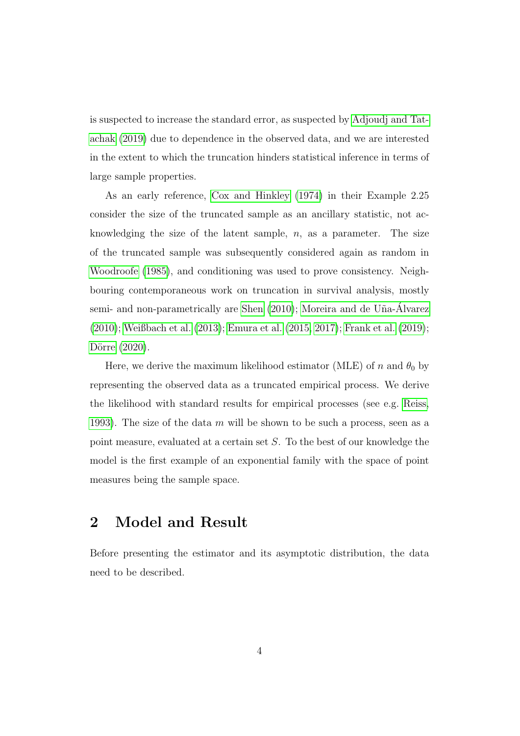is suspected to increase the standard error, as suspected by Adjoudj and Tatachak (2019) due to dependence in the observed data, and we are interested in the extent to which the truncation hinders statistical inference in terms of large sample properties.

As an early reference, Cox and Hinkley (1974) in their Example 2.25 consider the size of the truncated sample as an ancillary statistic, not acknowledging the size of the latent sample, $n$, as a parameter. The size of the truncated sample was subsequently considered again as random in Woodroofe (1985), and conditioning was used to prove consistency. Neighbouring contemporaneous work on truncation in survival analysis, mostly semi- and non-parametrically are Shen (2010); Moreira and de Uña-Álvarez (2010); Weißbach et al. (2013); Emura et al. (2015, 2017); Frank et al. (2019); Dörre (2020).

Here, we derive the maximum likelihood estimator (MLE) of $n$ and $\theta_0$ by representing the observed data as a truncated empirical process. We derive the likelihood with standard results for empirical processes (see e.g. Reiss, 1993). The size of the data $m$ will be shown to be such a process, seen as a point measure, evaluated at a certain set $S$. To the best of our knowledge the model is the first example of an exponential family with the space of point measures being the sample space.

## 2 Model and Result

Before presenting the estimator and its asymptotic distribution, the data need to be described.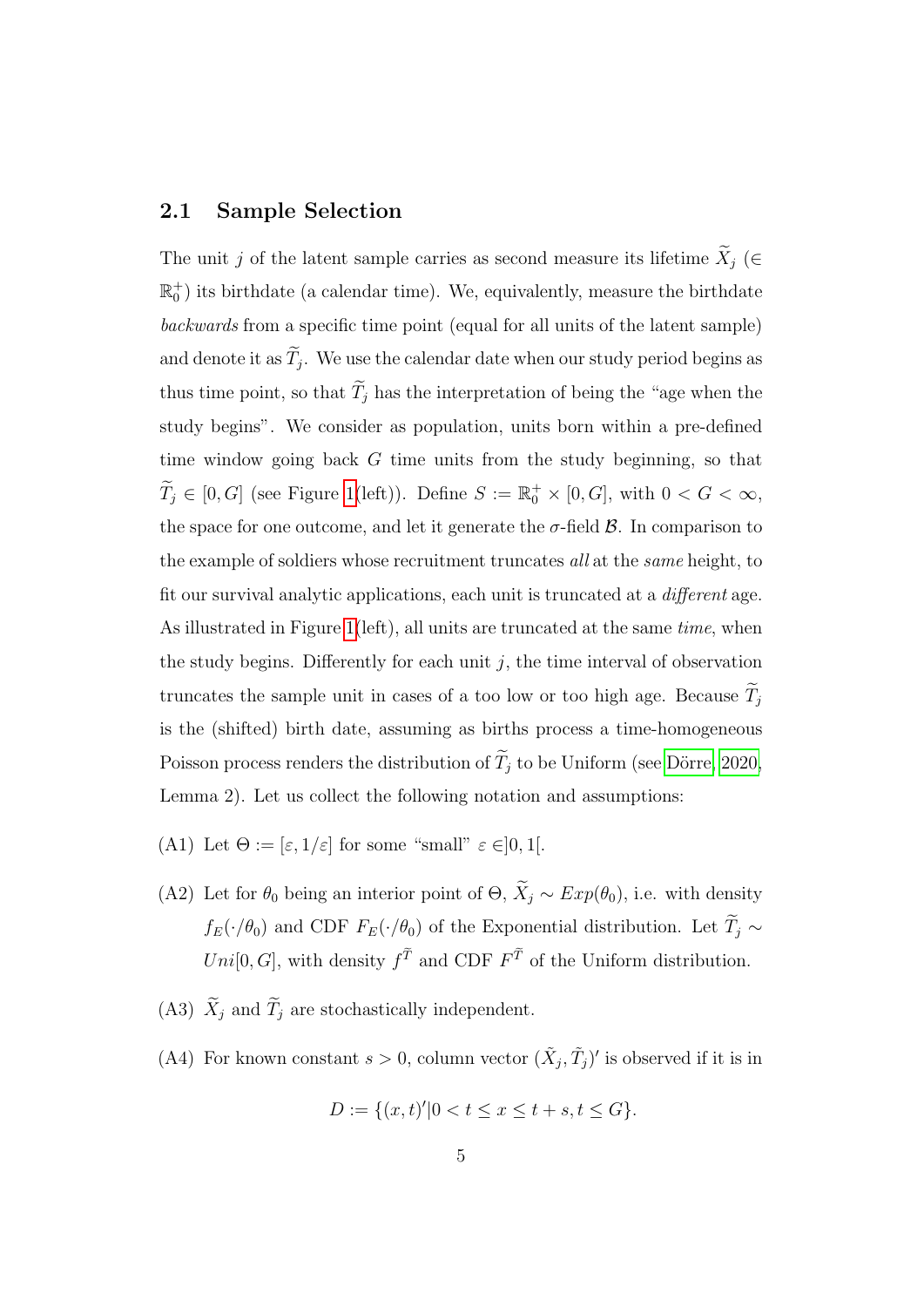## 2.1 Sample Selection

The unit $j$ of the latent sample carries as second measure its lifetime $\widetilde{X}_j$ ($\in \mathbb{R}_0^+$) its birthdate (a calendar time). We, equivalently, measure the birthdate *backwards* from a specific time point (equal for all units of the latent sample) and denote it as $\widetilde{T}_j$. We use the calendar date when our study period begins as thus time point, so that $\widetilde{T}_j$ has the interpretation of being the "age when the study begins". We consider as population, units born within a pre-defined time window going back $G$ time units from the study beginning, so that $\widetilde{T}_j \in [0, G]$ (see Figure 1(left)). Define $S := \mathbb{R}_0^+ \times [0, G]$, with $0 < G < \infty$, the space for one outcome, and let it generate the $\sigma$-field $\mathcal{B}$. In comparison to the example of soldiers whose recruitment truncates *all* at the *same* height, to fit our survival analytic applications, each unit is truncated at a *different* age. As illustrated in Figure 1(left), all units are truncated at the same *time*, when the study begins. Differently for each unit $j$, the time interval of observation truncates the sample unit in cases of a too low or too high age. Because $\widetilde{T}_j$ is the (shifted) birth date, assuming as births process a time-homogeneous Poisson process renders the distribution of $\widetilde{T}_j$ to be Uniform (see Dörre, 2020, Lemma 2). Let us collect the following notation and assumptions:

(A1) Let $\Theta := [\varepsilon, 1/\varepsilon]$ for some "small" $\varepsilon \in ]0, 1[$.

(A2) Let for $\theta_0$ being an interior point of $\Theta$, $\widetilde{X}_j \sim Exp(\theta_0)$, i.e. with density $f_E(\cdot/\theta_0)$ and CDF $F_E(\cdot/\theta_0)$ of the Exponential distribution. Let $\widetilde{T}_j \sim Uni[0, G]$, with density $f^{\widetilde{T}}$ and CDF $F^{\widetilde{T}}$ of the Uniform distribution.

(A3) $\widetilde{X}_j$ and $\widetilde{T}_j$ are stochastically independent.

(A4) For known constant $s > 0$, column vector $(\tilde{X}_j, \tilde{T}_j)'$ is observed if it is in

$$D := \{(x, t)' | 0 < t \leq x \leq t + s, t \leq G\}.$$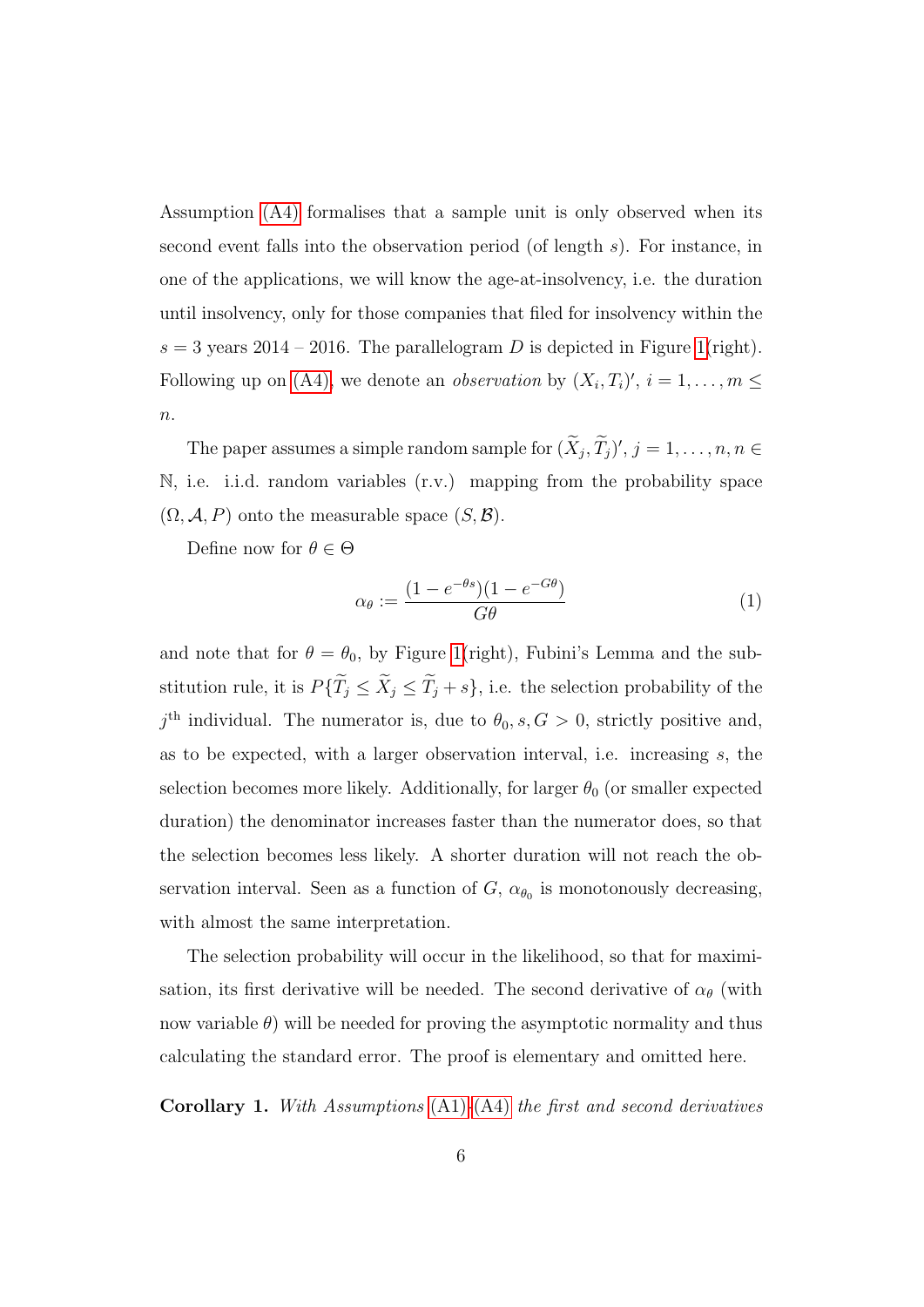Assumption (A4) formalises that a sample unit is only observed when its second event falls into the observation period (of length $s$). For instance, in one of the applications, we will know the age-at-insolvency, i.e. the duration until insolvency, only for those companies that filed for insolvency within the $s = 3$ years 2014 – 2016. The parallelogram $D$ is depicted in Figure 1(right). Following up on (A4), we denote an *observation* by $(X_i, T_i)'$, $i = 1, \ldots, m \leq n$.

The paper assumes a simple random sample for $(\widetilde{X}_j, \widetilde{T}_j)'$, $j = 1, \ldots, n, n \in \mathbb{N}$, i.e. i.i.d. random variables (r.v.) mapping from the probability space $(\Omega, \mathcal{A}, P)$ onto the measurable space $(S, \mathcal{B})$.

Define now for $\theta \in \Theta$

$$\alpha_\theta := \frac{(1 - e^{-\theta s})(1 - e^{-G\theta})}{G\theta} \tag{1}$$

and note that for $\theta = \theta_0$, by Figure 1(right), Fubini's Lemma and the substitution rule, it is $P\{\widetilde{T}_j \leq \widetilde{X}_j \leq \widetilde{T}_j + s\}$, i.e. the selection probability of the $j^{\text{th}}$ individual. The numerator is, due to $\theta_0, s, G > 0$, strictly positive and, as to be expected, with a larger observation interval, i.e. increasing $s$, the selection becomes more likely. Additionally, for larger $\theta_0$ (or smaller expected duration) the denominator increases faster than the numerator does, so that the selection becomes less likely. A shorter duration will not reach the observation interval. Seen as a function of $G$, $\alpha_{\theta_0}$ is monotonously decreasing, with almost the same interpretation.

The selection probability will occur in the likelihood, so that for maximisation, its first derivative will be needed. The second derivative of $\alpha_\theta$ (with now variable $\theta$) will be needed for proving the asymptotic normality and thus calculating the standard error. The proof is elementary and omitted here.

**Corollary 1.** *With Assumptions (A1)-(A4) the first and second derivatives*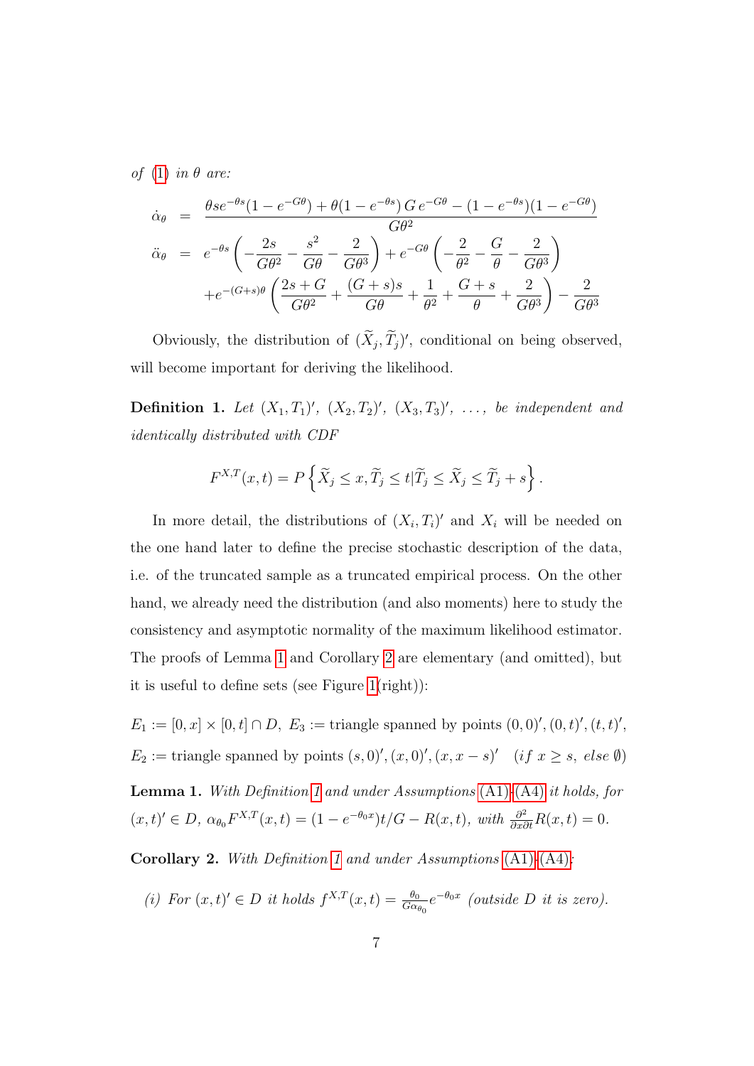*of* (1) *in* $\theta$ *are:*

$$
\begin{aligned}
\dot{\alpha}_\theta &= \frac{\theta s e^{-\theta s}(1-e^{-G\theta}) + \theta(1-e^{-\theta s})\, G\, e^{-G\theta} - (1-e^{-\theta s})(1-e^{-G\theta})}{G\theta^2} \\
\ddot{\alpha}_\theta &= e^{-\theta s}\left(-\frac{2s}{G\theta^2} - \frac{s^2}{G\theta} - \frac{2}{G\theta^3}\right) + e^{-G\theta}\left(-\frac{2}{\theta^2} - \frac{G}{\theta} - \frac{2}{G\theta^3}\right) \\
&\quad + e^{-(G+s)\theta}\left(\frac{2s+G}{G\theta^2} + \frac{(G+s)s}{G\theta} + \frac{1}{\theta^2} + \frac{G+s}{\theta} + \frac{2}{G\theta^3}\right) - \frac{2}{G\theta^3}
\end{aligned}
$$

Obviously, the distribution of $(\widetilde{X}_j, \widetilde{T}_j)'$, conditional on being observed, will become important for deriving the likelihood.

**Definition 1.** *Let* $(X_1, T_1)'$, $(X_2, T_2)'$, $(X_3, T_3)'$, $\ldots$, *be independent and identically distributed with CDF*

$$
F^{X,T}(x,t) = P\left\{\widetilde{X}_j \le x, \widetilde{T}_j \le t | \widetilde{T}_j \le \widetilde{X}_j \le \widetilde{T}_j + s\right\}.
$$

In more detail, the distributions of $(X_i, T_i)'$ and $X_i$ will be needed on the one hand later to define the precise stochastic description of the data, i.e. of the truncated sample as a truncated empirical process. On the other hand, we already need the distribution (and also moments) here to study the consistency and asymptotic normality of the maximum likelihood estimator. The proofs of Lemma 1 and Corollary 2 are elementary (and omitted), but it is useful to define sets (see Figure 1(right)):

$E_1 := [0,x] \times [0,t] \cap D$, $E_3 :=$ triangle spanned by points $(0,0)', (0,t)', (t,t)'$,
$E_2 :=$ triangle spanned by points $(s,0)', (x,0)', (x, x-s)'$ $\quad$ (*if* $x \ge s$, *else* $\emptyset$)

**Lemma 1.** *With Definition 1 and under Assumptions (A1)-(A4) it holds, for* $(x,t)' \in D$, $\alpha_{\theta_0} F^{X,T}(x,t) = (1-e^{-\theta_0 x})t/G - R(x,t)$, *with* $\frac{\partial^2}{\partial x \partial t} R(x,t) = 0$.

**Corollary 2.** *With Definition 1 and under Assumptions (A1)-(A4):*

*(i) For* $(x,t)' \in D$ *it holds* $f^{X,T}(x,t) = \frac{\theta_0}{G\alpha_{\theta_0}} e^{-\theta_0 x}$ *(outside* $D$ *it is zero).*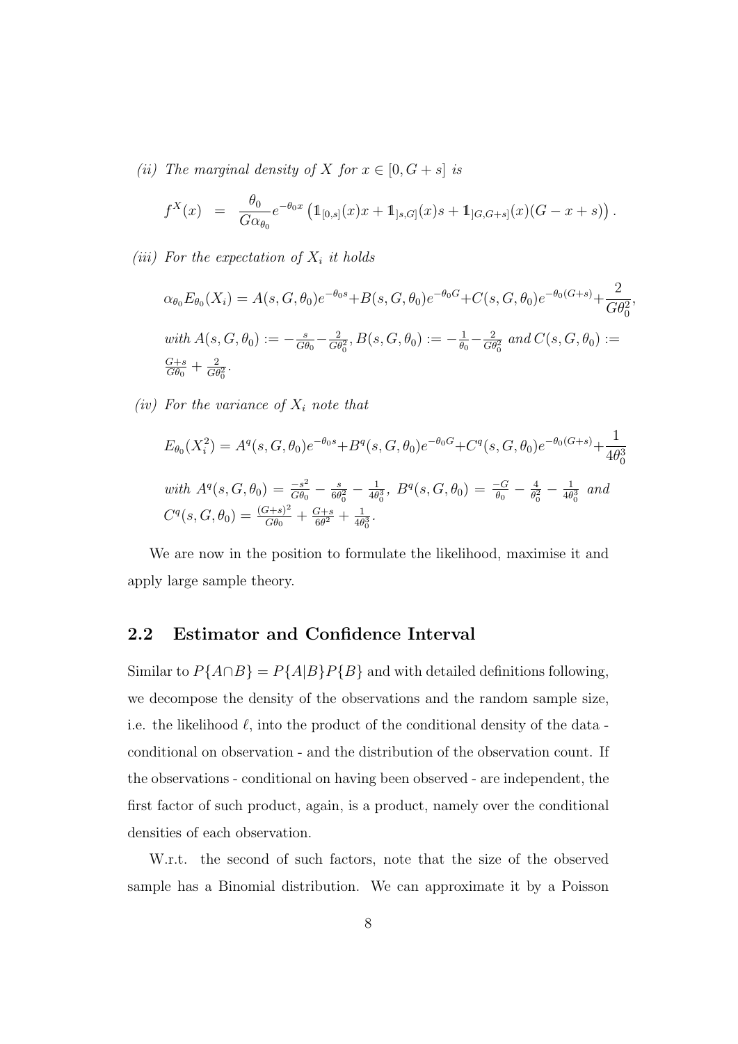*(ii) The marginal density of $X$ for $x \in [0, G+s]$ is*

$$f^X(x) \;\;=\;\; \frac{\theta_0}{G\alpha_{\theta_0}} e^{-\theta_0 x} \left( \mathbb{1}_{[0,s]}(x)x + \mathbb{1}_{]s,G]}(x)s + \mathbb{1}_{]G,G+s]}(x)(G-x+s) \right).$$

*(iii) For the expectation of $X_i$ it holds*

$$\alpha_{\theta_0} E_{\theta_0}(X_i) = A(s,G,\theta_0)e^{-\theta_0 s} + B(s,G,\theta_0)e^{-\theta_0 G} + C(s,G,\theta_0)e^{-\theta_0(G+s)} + \frac{2}{G\theta_0^2},$$

*with* $A(s,G,\theta_0) := -\frac{s}{G\theta_0} - \frac{2}{G\theta_0^2}$, $B(s,G,\theta_0) := -\frac{1}{\theta_0} - \frac{2}{G\theta_0^2}$ *and* $C(s,G,\theta_0) := \frac{G+s}{G\theta_0} + \frac{2}{G\theta_0^2}$.

*(iv) For the variance of $X_i$ note that*

$$E_{\theta_0}(X_i^2) = A^q(s,G,\theta_0)e^{-\theta_0 s} + B^q(s,G,\theta_0)e^{-\theta_0 G} + C^q(s,G,\theta_0)e^{-\theta_0(G+s)} + \frac{1}{4\theta_0^3}$$

*with* $A^q(s,G,\theta_0) = \frac{-s^2}{G\theta_0} - \frac{s}{6\theta_0^2} - \frac{1}{4\theta_0^3}$, $B^q(s,G,\theta_0) = \frac{-G}{\theta_0} - \frac{4}{\theta_0^2} - \frac{1}{4\theta_0^3}$ *and* $C^q(s,G,\theta_0) = \frac{(G+s)^2}{G\theta_0} + \frac{G+s}{6\theta^2} + \frac{1}{4\theta_0^3}$.

We are now in the position to formulate the likelihood, maximise it and apply large sample theory.

## 2.2 Estimator and Confidence Interval

Similar to $P\{A \cap B\} = P\{A|B\}P\{B\}$ and with detailed definitions following, we decompose the density of the observations and the random sample size, i.e. the likelihood $\ell$, into the product of the conditional density of the data - conditional on observation - and the distribution of the observation count. If the observations - conditional on having been observed - are independent, the first factor of such product, again, is a product, namely over the conditional densities of each observation.

W.r.t. the second of such factors, note that the size of the observed sample has a Binomial distribution. We can approximate it by a Poisson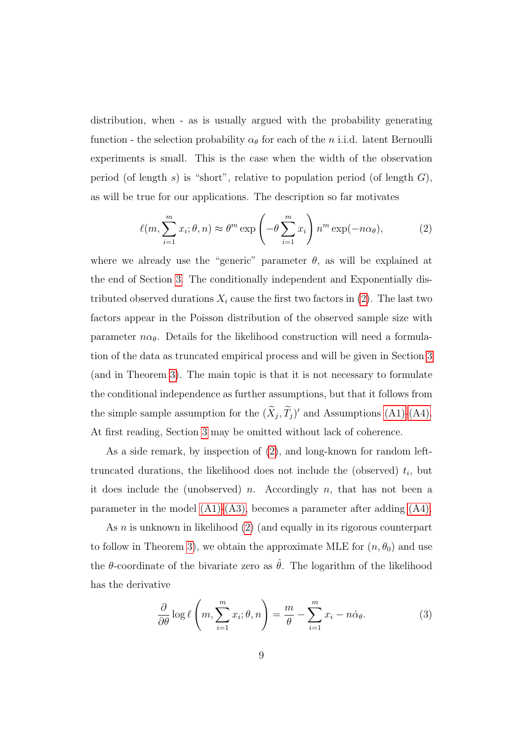distribution, when - as is usually argued with the probability generating function - the selection probability $\alpha_\theta$ for each of the $n$ i.i.d. latent Bernoulli experiments is small. This is the case when the width of the observation period (of length $s$) is "short", relative to population period (of length $G$), as will be true for our applications. The description so far motivates

$$\ell(m, \sum_{i=1}^{m} x_i; \theta, n) \approx \theta^m \exp\left(-\theta \sum_{i=1}^{m} x_i\right) n^m \exp(-n\alpha_\theta), \tag{2}$$

where we already use the "generic" parameter $\theta$, as will be explained at the end of Section 3. The conditionally independent and Exponentially distributed observed durations $X_i$ cause the first two factors in (2). The last two factors appear in the Poisson distribution of the observed sample size with parameter $n\alpha_\theta$. Details for the likelihood construction will need a formulation of the data as truncated empirical process and will be given in Section 3 (and in Theorem 3). The main topic is that it is not necessary to formulate the conditional independence as further assumptions, but that it follows from the simple sample assumption for the $(\widetilde{X}_j, \widetilde{T}_j)'$ and Assumptions (A1)-(A4). At first reading, Section 3 may be omitted without lack of coherence.

As a side remark, by inspection of (2), and long-known for random left-truncated durations, the likelihood does not include the (observed) $t_i$, but it does include the (unobserved) $n$. Accordingly $n$, that has not been a parameter in the model (A1)-(A3), becomes a parameter after adding (A4).

As $n$ is unknown in likelihood (2) (and equally in its rigorous counterpart to follow in Theorem 3), we obtain the approximate MLE for $(n, \theta_0)$ and use the $\theta$-coordinate of the bivariate zero as $\hat{\theta}$. The logarithm of the likelihood has the derivative

$$\frac{\partial}{\partial \theta} \log \ell\left(m, \sum_{i=1}^{m} x_i; \theta, n\right) = \frac{m}{\theta} - \sum_{i=1}^{m} x_i - n\dot{\alpha}_\theta. \tag{3}$$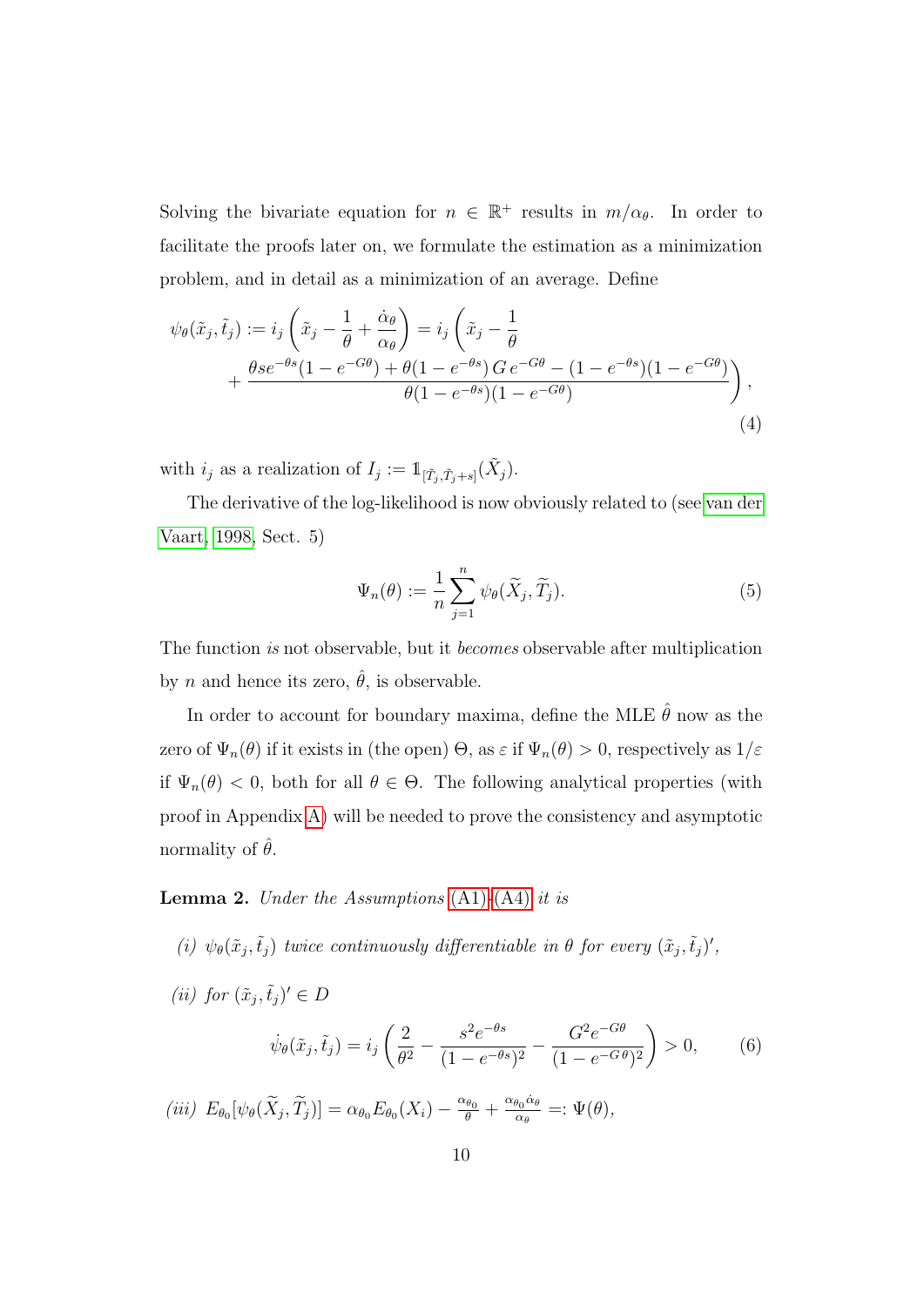Solving the bivariate equation for $n \in \mathbb{R}^+$ results in $m/\alpha_\theta$. In order to facilitate the proofs later on, we formulate the estimation as a minimization problem, and in detail as a minimization of an average. Define

$$
\begin{aligned}
\psi_\theta(\tilde{x}_j, \tilde{t}_j) := i_j \left( \tilde{x}_j - \frac{1}{\theta} + \frac{\dot{\alpha}_\theta}{\alpha_\theta} \right) = i_j \Bigg( \tilde{x}_j - \frac{1}{\theta} \\
+ \frac{\theta s e^{-\theta s}(1 - e^{-G\theta}) + \theta(1 - e^{-\theta s})\, G\, e^{-G\theta} - (1 - e^{-\theta s})(1 - e^{-G\theta})}{\theta(1 - e^{-\theta s})(1 - e^{-G\theta})} \Bigg),
\end{aligned} \tag{4}
$$

with $i_j$ as a realization of $I_j := \mathbb{1}_{[\tilde{T}_j, \tilde{T}_j + s]}(\tilde{X}_j)$.

The derivative of the log-likelihood is now obviously related to (see van der Vaart, 1998, Sect. 5)

$$
\Psi_n(\theta) := \frac{1}{n} \sum_{j=1}^{n} \psi_\theta(\widetilde{X}_j, \widetilde{T}_j). \tag{5}
$$

The function *is* not observable, but it *becomes* observable after multiplication by $n$ and hence its zero, $\hat{\theta}$, is observable.

In order to account for boundary maxima, define the MLE $\hat{\theta}$ now as the zero of $\Psi_n(\theta)$ if it exists in (the open) $\Theta$, as $\varepsilon$ if $\Psi_n(\theta) > 0$, respectively as $1/\varepsilon$ if $\Psi_n(\theta) < 0$, both for all $\theta \in \Theta$. The following analytical properties (with proof in Appendix A) will be needed to prove the consistency and asymptotic normality of $\hat{\theta}$.

**Lemma 2.** *Under the Assumptions (A1)-(A4) it is*

*(i)* $\psi_\theta(\tilde{x}_j, \tilde{t}_j)$ *twice continuously differentiable in* $\theta$ *for every* $(\tilde{x}_j, \tilde{t}_j)'$,

*(ii) for* $(\tilde{x}_j, \tilde{t}_j)' \in D$

$$
\dot{\psi}_\theta(\tilde{x}_j, \tilde{t}_j) = i_j \left( \frac{2}{\theta^2} - \frac{s^2 e^{-\theta s}}{(1 - e^{-\theta s})^2} - \frac{G^2 e^{-G\theta}}{(1 - e^{-G\theta})^2} \right) > 0, \tag{6}
$$

*(iii)* $E_{\theta_0}[\psi_\theta(\widetilde{X}_j, \widetilde{T}_j)] = \alpha_{\theta_0} E_{\theta_0}(X_i) - \frac{\alpha_{\theta_0}}{\theta} + \frac{\alpha_{\theta_0} \dot{\alpha}_\theta}{\alpha_\theta} =: \Psi(\theta)$,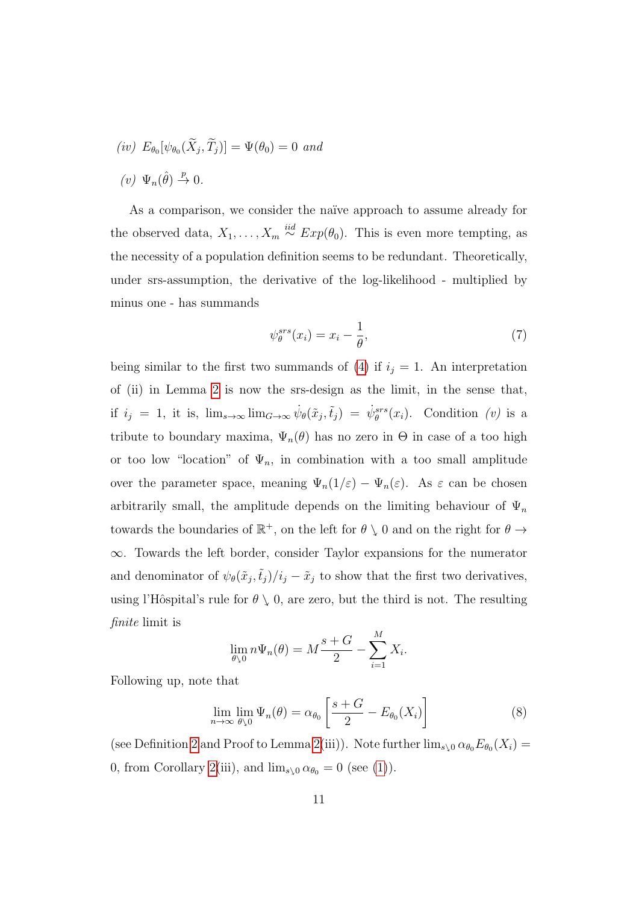*(iv)* $E_{\theta_0}[\psi_{\theta_0}(\widetilde{X}_j, \widetilde{T}_j)] = \Psi(\theta_0) = 0$ *and*

*(v)* $\Psi_n(\hat{\theta}) \xrightarrow{p} 0$.

As a comparison, we consider the naïve approach to assume already for the observed data, $X_1, \ldots, X_m \overset{iid}{\sim} Exp(\theta_0)$. This is even more tempting, as the necessity of a population definition seems to be redundant. Theoretically, under srs-assumption, the derivative of the log-likelihood - multiplied by minus one - has summands

$$\psi_\theta^{srs}(x_i) = x_i - \frac{1}{\theta}, \tag{7}$$

being similar to the first two summands of (4) if $i_j = 1$. An interpretation of (ii) in Lemma 2 is now the srs-design as the limit, in the sense that, if $i_j = 1$, it is, $\lim_{s\to\infty} \lim_{G\to\infty} \dot{\psi}_\theta(\tilde{x}_j, \tilde{t}_j) = \dot{\psi}_\theta^{srs}(x_i)$. Condition *(v)* is a tribute to boundary maxima, $\Psi_n(\theta)$ has no zero in $\Theta$ in case of a too high or too low "location" of $\Psi_n$, in combination with a too small amplitude over the parameter space, meaning $\Psi_n(1/\varepsilon) - \Psi_n(\varepsilon)$. As $\varepsilon$ can be chosen arbitrarily small, the amplitude depends on the limiting behaviour of $\Psi_n$ towards the boundaries of $\mathbb{R}^+$, on the left for $\theta \searrow 0$ and on the right for $\theta \to \infty$. Towards the left border, consider Taylor expansions for the numerator and denominator of $\psi_\theta(\tilde{x}_j, \tilde{t}_j)/i_j - \tilde{x}_j$ to show that the first two derivatives, using l'Hôspital's rule for $\theta \searrow 0$, are zero, but the third is not. The resulting *finite* limit is

$$\lim_{\theta\searrow 0} n\Psi_n(\theta) = M\frac{s+G}{2} - \sum_{i=1}^{M} X_i.$$

Following up, note that

$$\lim_{n\to\infty} \lim_{\theta\searrow 0} \Psi_n(\theta) = \alpha_{\theta_0}\left[\frac{s+G}{2} - E_{\theta_0}(X_i)\right] \tag{8}$$

(see Definition 2 and Proof to Lemma 2(iii)). Note further $\lim_{s\searrow 0} \alpha_{\theta_0} E_{\theta_0}(X_i) = 0$, from Corollary 2(iii), and $\lim_{s\searrow 0} \alpha_{\theta_0} = 0$ (see (1)).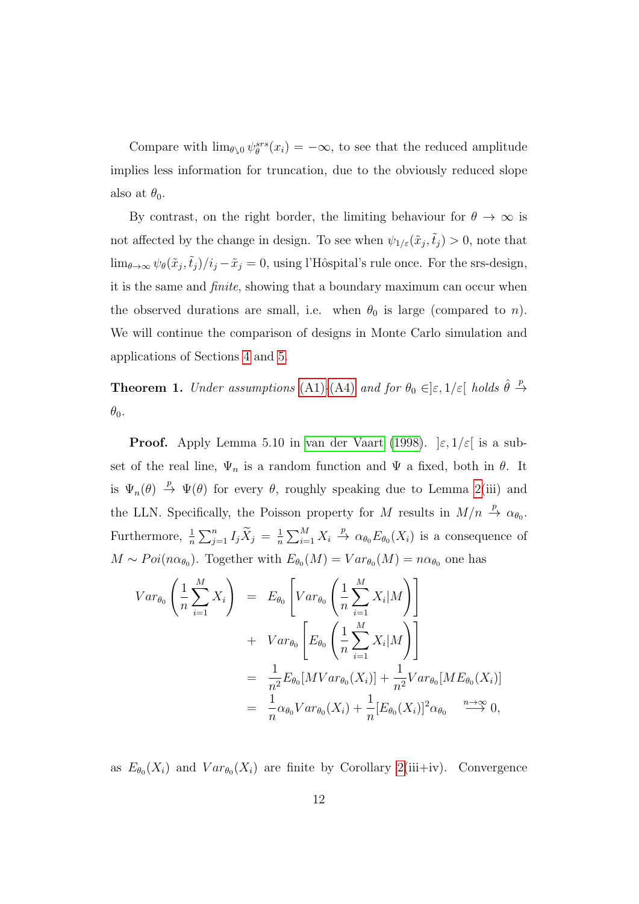Compare with $\lim_{\theta \searrow 0} \psi_\theta^{srs}(x_i) = -\infty$, to see that the reduced amplitude implies less information for truncation, due to the obviously reduced slope also at $\theta_0$.

By contrast, on the right border, the limiting behaviour for $\theta \to \infty$ is not affected by the change in design. To see when $\psi_{1/\varepsilon}(\tilde{x}_j, \tilde{t}_j) > 0$, note that $\lim_{\theta \to \infty} \psi_\theta(\tilde{x}_j, \tilde{t}_j)/i_j - \tilde{x}_j = 0$, using l'Hôspital's rule once. For the srs-design, it is the same and *finite*, showing that a boundary maximum can occur when the observed durations are small, i.e. when $\theta_0$ is large (compared to $n$). We will continue the comparison of designs in Monte Carlo simulation and applications of Sections 4 and 5.

**Theorem 1.** *Under assumptions (A1)-(A4) and for $\theta_0 \in ]\varepsilon, 1/\varepsilon[$ holds $\hat{\theta} \overset{p}{\to} \theta_0$.*

**Proof.** Apply Lemma 5.10 in van der Vaart (1998). $]\varepsilon, 1/\varepsilon[$ is a subset of the real line, $\Psi_n$ is a random function and $\Psi$ a fixed, both in $\theta$. It is $\Psi_n(\theta) \overset{p}{\to} \Psi(\theta)$ for every $\theta$, roughly speaking due to Lemma 2(iii) and the LLN. Specifically, the Poisson property for $M$ results in $M/n \overset{p}{\to} \alpha_{\theta_0}$. Furthermore, $\frac{1}{n}\sum_{j=1}^n I_j \widetilde{X}_j = \frac{1}{n}\sum_{i=1}^M X_i \overset{p}{\to} \alpha_{\theta_0} E_{\theta_0}(X_i)$ is a consequence of $M \sim Poi(n\alpha_{\theta_0})$. Together with $E_{\theta_0}(M) = Var_{\theta_0}(M) = n\alpha_{\theta_0}$ one has

$$
\begin{aligned}
Var_{\theta_0}\left(\frac{1}{n}\sum_{i=1}^M X_i\right) &= E_{\theta_0}\left[Var_{\theta_0}\left(\frac{1}{n}\sum_{i=1}^M X_i | M\right)\right] \\
&+ Var_{\theta_0}\left[E_{\theta_0}\left(\frac{1}{n}\sum_{i=1}^M X_i | M\right)\right] \\
&= \frac{1}{n^2} E_{\theta_0}[M Var_{\theta_0}(X_i)] + \frac{1}{n^2} Var_{\theta_0}[M E_{\theta_0}(X_i)] \\
&= \frac{1}{n}\alpha_{\theta_0} Var_{\theta_0}(X_i) + \frac{1}{n}[E_{\theta_0}(X_i)]^2 \alpha_{\theta_0} \quad \overset{n \to \infty}{\longrightarrow} 0,
\end{aligned}
$$

as $E_{\theta_0}(X_i)$ and $Var_{\theta_0}(X_i)$ are finite by Corollary 2(iii+iv). Convergence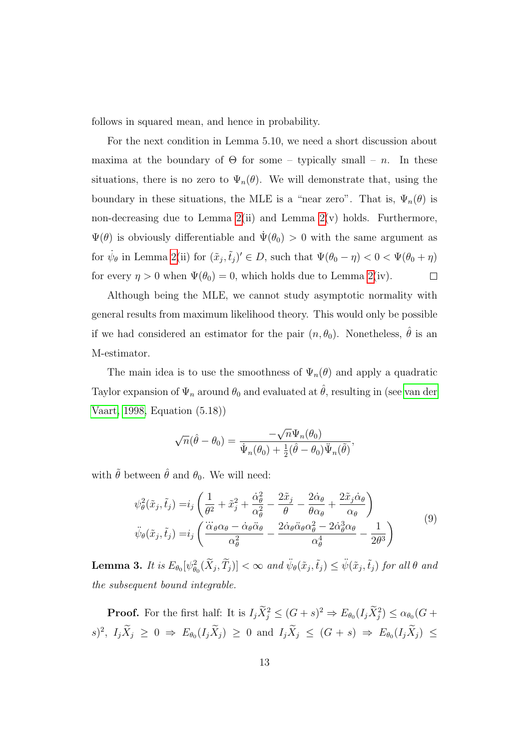follows in squared mean, and hence in probability.

For the next condition in Lemma 5.10, we need a short discussion about maxima at the boundary of $\Theta$ for some – typically small – $n$. In these situations, there is no zero to $\Psi_n(\theta)$. We will demonstrate that, using the boundary in these situations, the MLE is a "near zero". That is, $\Psi_n(\theta)$ is non-decreasing due to Lemma 2(ii) and Lemma 2(v) holds. Furthermore, $\Psi(\theta)$ is obviously differentiable and $\dot{\Psi}(\theta_0) > 0$ with the same argument as for $\dot{\psi}_\theta$ in Lemma 2(ii) for $(\tilde{x}_j, \tilde{t}_j)' \in D$, such that $\Psi(\theta_0 - \eta) < 0 < \Psi(\theta_0 + \eta)$ for every $\eta > 0$ when $\Psi(\theta_0) = 0$, which holds due to Lemma 2(iv). $\square$

Although being the MLE, we cannot study asymptotic normality with general results from maximum likelihood theory. This would only be possible if we had considered an estimator for the pair $(n, \theta_0)$. Nonetheless, $\hat{\theta}$ is an M-estimator.

The main idea is to use the smoothness of $\Psi_n(\theta)$ and apply a quadratic Taylor expansion of $\Psi_n$ around $\theta_0$ and evaluated at $\hat{\theta}$, resulting in (see van der Vaart, 1998, Equation (5.18))

$$\sqrt{n}(\hat{\theta} - \theta_0) = \frac{-\sqrt{n}\Psi_n(\theta_0)}{\dot{\Psi}_n(\theta_0) + \frac{1}{2}(\hat{\theta} - \theta_0)\ddot{\Psi}_n(\tilde{\theta})},$$

with $\tilde{\theta}$ between $\hat{\theta}$ and $\theta_0$. We will need:

$$\begin{aligned}
\psi_\theta^2(\tilde{x}_j, \tilde{t}_j) =& i_j \left( \frac{1}{\theta^2} + \tilde{x}_j^2 + \frac{\dot{\alpha}_\theta^2}{\alpha_\theta^2} - \frac{2\tilde{x}_j}{\theta} - \frac{2\dot{\alpha}_\theta}{\theta\alpha_\theta} + \frac{2\tilde{x}_j\dot{\alpha}_\theta}{\alpha_\theta} \right) \\
\ddot{\psi}_\theta(\tilde{x}_j, \tilde{t}_j) =& i_j \left( \frac{\dddot{\alpha}_\theta\alpha_\theta - \dot{\alpha}_\theta\ddot{\alpha}_\theta}{\alpha_\theta^2} - \frac{2\dot{\alpha}_\theta\ddot{\alpha}_\theta\alpha_\theta^2 - 2\dot{\alpha}_\theta^3\alpha_\theta}{\alpha_\theta^4} - \frac{1}{2\theta^3} \right)
\end{aligned} \tag{9}$$

**Lemma 3.** *It is $E_{\theta_0}[\psi_{\theta_0}^2(\widetilde{X}_j, \widetilde{T}_j)] < \infty$ and $\ddot{\psi}_\theta(\tilde{x}_j, \tilde{t}_j) \leq \ddot{\psi}(\tilde{x}_j, \tilde{t}_j)$ for all $\theta$ and the subsequent bound integrable.*

**Proof.** For the first half: It is $I_j\widetilde{X}_j^2 \leq (G + s)^2 \Rightarrow E_{\theta_0}(I_j\widetilde{X}_j^2) \leq \alpha_{\theta_0}(G + s)^2$, $I_j\widetilde{X}_j \geq 0 \Rightarrow E_{\theta_0}(I_j\widetilde{X}_j) \geq 0$ and $I_j\widetilde{X}_j \leq (G + s) \Rightarrow E_{\theta_0}(I_j\widetilde{X}_j) \leq$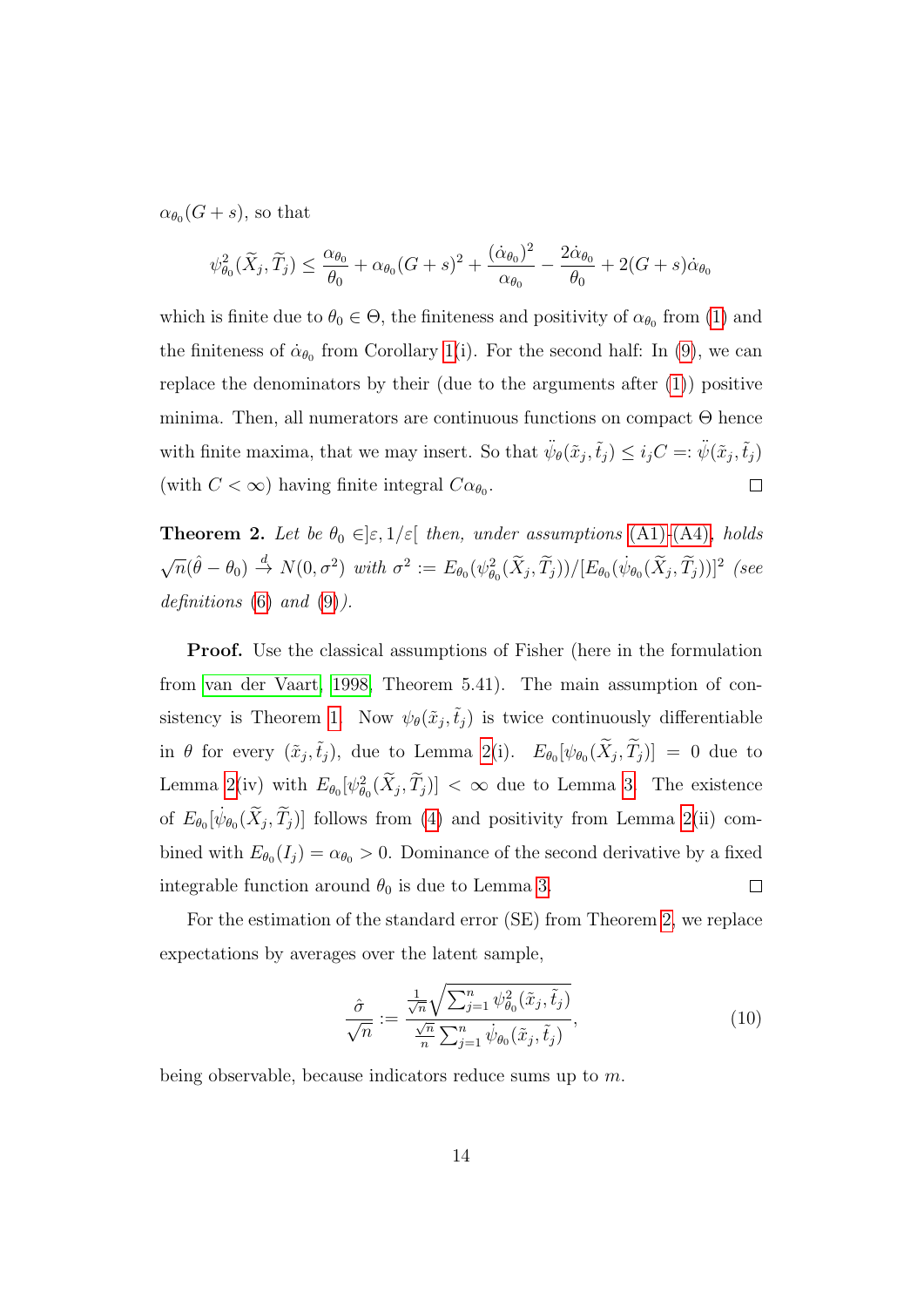$\alpha_{\theta_0}(G+s)$, so that

$$\psi^2_{\theta_0}(\widetilde{X}_j, \widetilde{T}_j) \leq \frac{\alpha_{\theta_0}}{\theta_0} + \alpha_{\theta_0}(G+s)^2 + \frac{(\dot{\alpha}_{\theta_0})^2}{\alpha_{\theta_0}} - \frac{2\dot{\alpha}_{\theta_0}}{\theta_0} + 2(G+s)\dot{\alpha}_{\theta_0}$$

which is finite due to $\theta_0 \in \Theta$, the finiteness and positivity of $\alpha_{\theta_0}$ from (1) and the finiteness of $\dot{\alpha}_{\theta_0}$ from Corollary 1(i). For the second half: In (9), we can replace the denominators by their (due to the arguments after (1)) positive minima. Then, all numerators are continuous functions on compact $\Theta$ hence with finite maxima, that we may insert. So that $\ddot{\psi}_\theta(\tilde{x}_j, \tilde{t}_j) \leq i_j C =: \ddot{\psi}(\tilde{x}_j, \tilde{t}_j)$ (with $C < \infty$) having finite integral $C\alpha_{\theta_0}$. □

**Theorem 2.** *Let be $\theta_0 \in ]\varepsilon, 1/\varepsilon[$ then, under assumptions (A1)-(A4), holds $\sqrt{n}(\hat{\theta} - \theta_0) \xrightarrow{d} N(0, \sigma^2)$ with $\sigma^2 := E_{\theta_0}(\psi^2_{\theta_0}(\widetilde{X}_j, \widetilde{T}_j))/[E_{\theta_0}(\dot{\psi}_{\theta_0}(\widetilde{X}_j, \widetilde{T}_j))]^2$ (see definitions (6) and (9)).*

**Proof.** Use the classical assumptions of Fisher (here in the formulation from van der Vaart, 1998, Theorem 5.41). The main assumption of consistency is Theorem 1. Now $\psi_\theta(\tilde{x}_j, \tilde{t}_j)$ is twice continuously differentiable in $\theta$ for every $(\tilde{x}_j, \tilde{t}_j)$, due to Lemma 2(i). $E_{\theta_0}[\psi_{\theta_0}(\widetilde{X}_j, \widetilde{T}_j)] = 0$ due to Lemma 2(iv) with $E_{\theta_0}[\psi^2_{\theta_0}(\widetilde{X}_j, \widetilde{T}_j)] < \infty$ due to Lemma 3. The existence of $E_{\theta_0}[\dot{\psi}_{\theta_0}(\widetilde{X}_j, \widetilde{T}_j)]$ follows from (4) and positivity from Lemma 2(ii) combined with $E_{\theta_0}(I_j) = \alpha_{\theta_0} > 0$. Dominance of the second derivative by a fixed integrable function around $\theta_0$ is due to Lemma 3. □

For the estimation of the standard error (SE) from Theorem 2, we replace expectations by averages over the latent sample,

$$\frac{\hat{\sigma}}{\sqrt{n}} := \frac{\frac{1}{\sqrt{n}}\sqrt{\sum_{j=1}^n \psi^2_{\theta_0}(\tilde{x}_j, \tilde{t}_j)}}{\frac{\sqrt{n}}{n}\sum_{j=1}^n \dot{\psi}_{\theta_0}(\tilde{x}_j, \tilde{t}_j)}, \tag{10}$$

being observable, because indicators reduce sums up to $m$.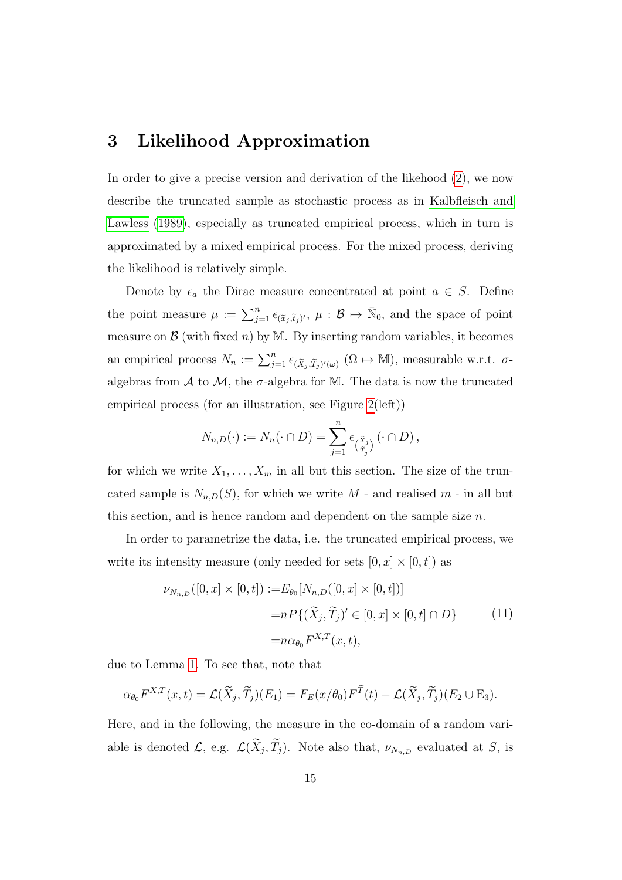# 3 Likelihood Approximation

In order to give a precise version and derivation of the likehood (2), we now describe the truncated sample as stochastic process as in Kalbfleisch and Lawless (1989), especially as truncated empirical process, which in turn is approximated by a mixed empirical process. For the mixed process, deriving the likelihood is relatively simple.

Denote by $\epsilon_a$ the Dirac measure concentrated at point $a \in S$. Define the point measure $\mu := \sum_{j=1}^n \epsilon_{(\tilde{x}_j, \tilde{t}_j)'}$, $\mu : \mathcal{B} \mapsto \bar{\mathbb{N}}_0$, and the space of point measure on $\mathcal{B}$ (with fixed $n$) by $\mathbb{M}$. By inserting random variables, it becomes an empirical process $N_n := \sum_{j=1}^n \epsilon_{(\widetilde{X}_j, \widetilde{T}_j)'(\omega)}$ $(\Omega \mapsto \mathbb{M})$, measurable w.r.t. $\sigma$-algebras from $\mathcal{A}$ to $\mathcal{M}$, the $\sigma$-algebra for $\mathbb{M}$. The data is now the truncated empirical process (for an illustration, see Figure 2(left))

$$N_{n,D}(\cdot) := N_n(\cdot \cap D) = \sum_{j=1}^n \epsilon_{\binom{\tilde{X}_j}{\tilde{T}_j}}(\cdot \cap D),$$

for which we write $X_1, \ldots, X_m$ in all but this section. The size of the truncated sample is $N_{n,D}(S)$, for which we write $M$ - and realised $m$ - in all but this section, and is hence random and dependent on the sample size $n$.

In order to parametrize the data, i.e. the truncated empirical process, we write its intensity measure (only needed for sets $[0,x] \times [0,t]$) as

$$\begin{aligned}
\nu_{N_{n,D}}([0,x] \times [0,t]) :=& E_{\theta_0}[N_{n,D}([0,x] \times [0,t])] \\
=& nP\{(\widetilde{X}_j, \widetilde{T}_j)' \in [0,x] \times [0,t] \cap D\} \\
=& n\alpha_{\theta_0} F^{X,T}(x,t),
\end{aligned} \tag{11}$$

due to Lemma 1. To see that, note that

$$\alpha_{\theta_0} F^{X,T}(x,t) = \mathcal{L}(\widetilde{X}_j, \widetilde{T}_j)(E_1) = F_E(x/\theta_0) F^{\widetilde{T}}(t) - \mathcal{L}(\widetilde{X}_j, \widetilde{T}_j)(E_2 \cup \mathrm{E}_3).$$

Here, and in the following, the measure in the co-domain of a random variable is denoted $\mathcal{L}$, e.g. $\mathcal{L}(\widetilde{X}_j, \widetilde{T}_j)$. Note also that, $\nu_{N_{n,D}}$ evaluated at $S$, is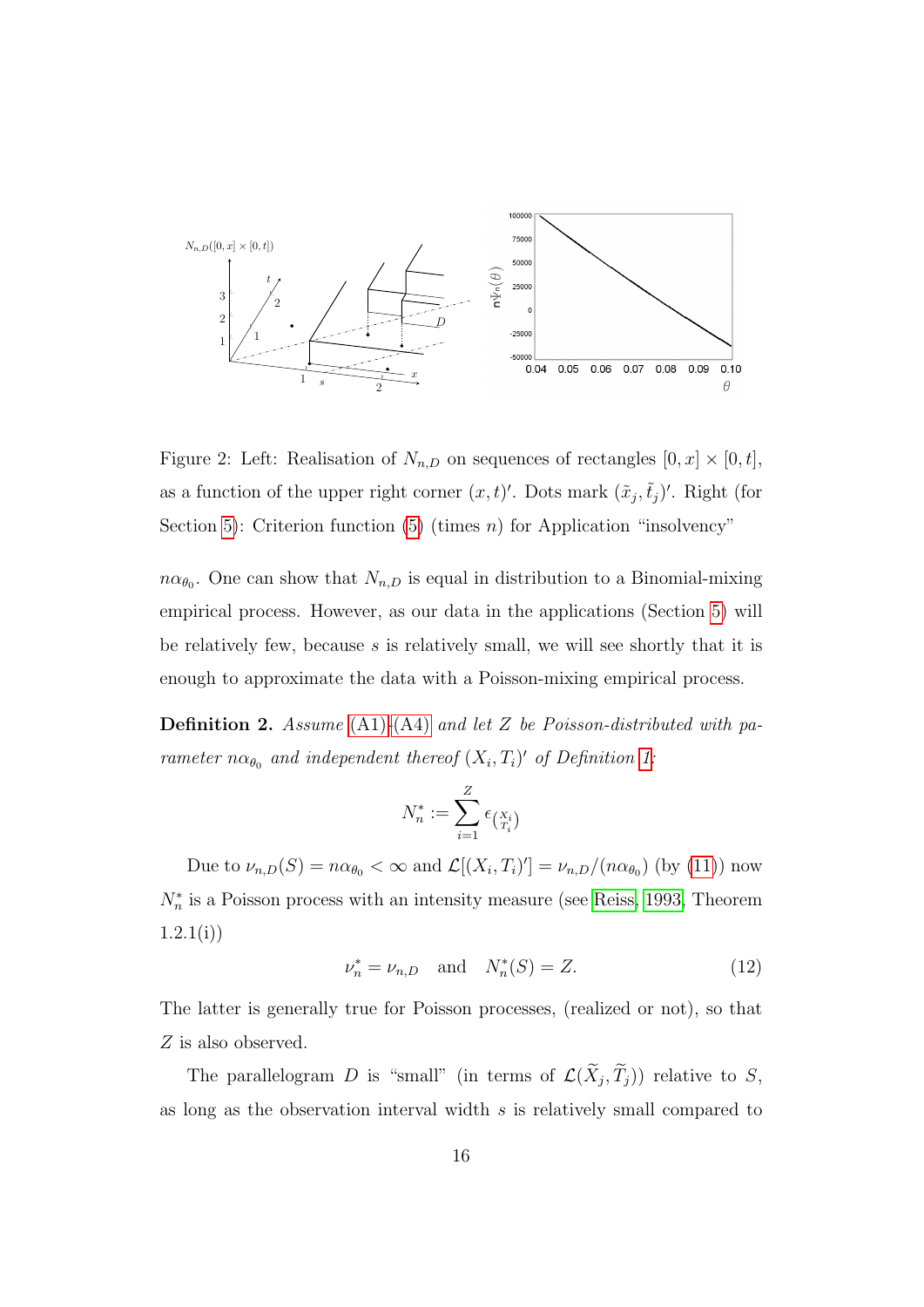Figure 2: Left: Realisation of $N_{n,D}$ on sequences of rectangles $[0, x] \times [0, t]$, as a function of the upper right corner $(x, t)'$. Dots mark $(\tilde{x}_j, \tilde{t}_j)'$. Right (for Section 5): Criterion function (5) (times $n$) for Application "insolvency"

$n\alpha_{\theta_0}$. One can show that $N_{n,D}$ is equal in distribution to a Binomial-mixing empirical process. However, as our data in the applications (Section 5) will be relatively few, because $s$ is relatively small, we will see shortly that it is enough to approximate the data with a Poisson-mixing empirical process.

**Definition 2.** *Assume (A1)-(A4) and let $Z$ be Poisson-distributed with parameter $n\alpha_{\theta_0}$ and independent thereof $(X_i, T_i)'$ of Definition 1:*

$$N_n^* := \sum_{i=1}^{Z} \epsilon_{\binom{X_i}{T_i}}$$

Due to $\nu_{n,D}(S) = n\alpha_{\theta_0} < \infty$ and $\mathcal{L}[(X_i, T_i)'] = \nu_{n,D}/(n\alpha_{\theta_0})$ (by (11)) now $N_n^*$ is a Poisson process with an intensity measure (see Reiss, 1993, Theorem 1.2.1(i))

$$\nu_n^* = \nu_{n,D} \quad \text{and} \quad N_n^*(S) = Z. \tag{12}$$

The latter is generally true for Poisson processes, (realized or not), so that $Z$ is also observed.

The parallelogram $D$ is "small" (in terms of $\mathcal{L}(\widetilde{X}_j, \widetilde{T}_j)$) relative to $S$, as long as the observation interval width $s$ is relatively small compared to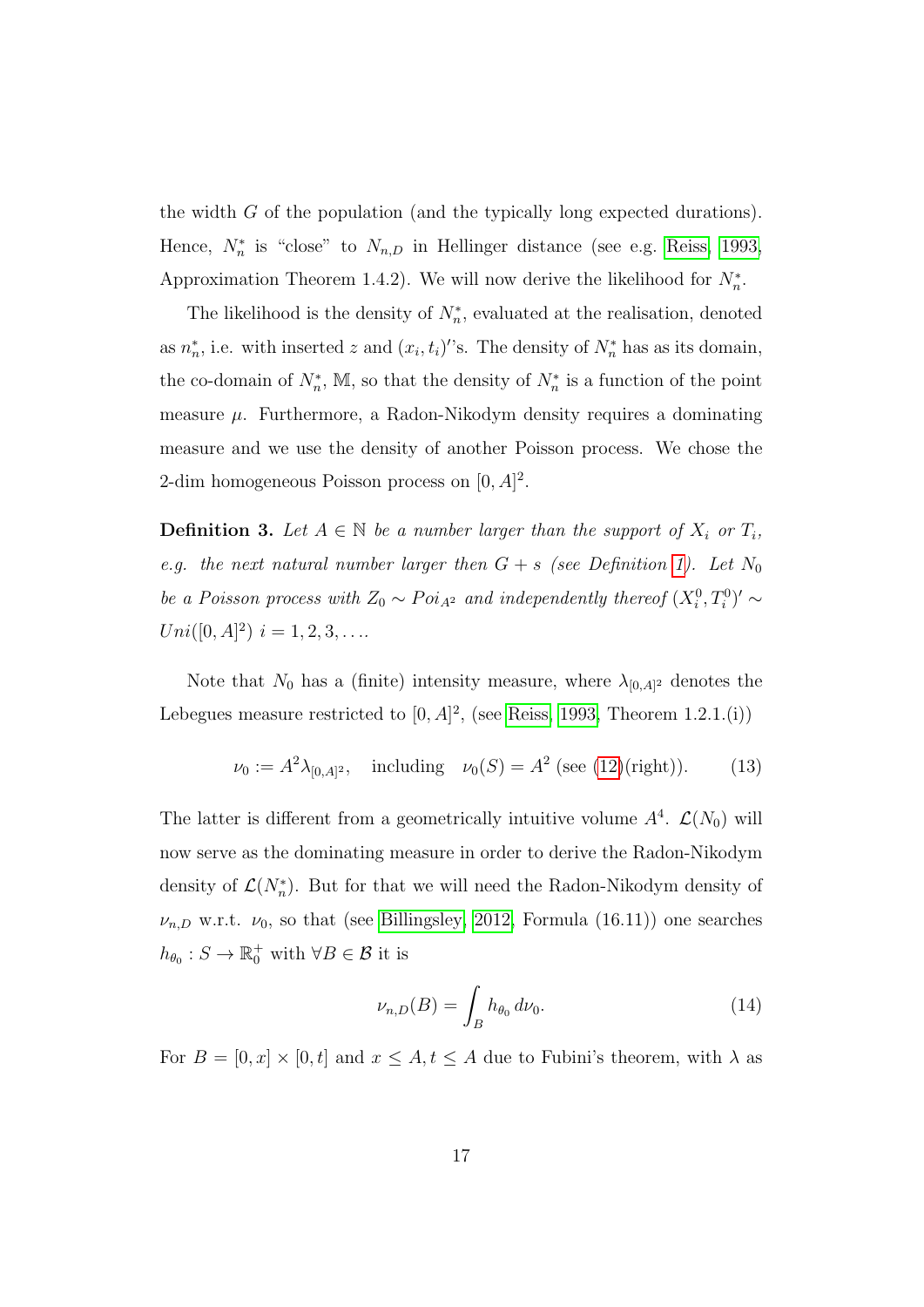the width $G$ of the population (and the typically long expected durations). Hence, $N_n^*$ is "close" to $N_{n,D}$ in Hellinger distance (see e.g. Reiss, 1993, Approximation Theorem 1.4.2). We will now derive the likelihood for $N_n^*$.

The likelihood is the density of $N_n^*$, evaluated at the realisation, denoted as $n_n^*$, i.e. with inserted $z$ and $(x_i, t_i)'$'s. The density of $N_n^*$ has as its domain, the co-domain of $N_n^*$, $\mathbb{M}$, so that the density of $N_n^*$ is a function of the point measure $\mu$. Furthermore, a Radon-Nikodym density requires a dominating measure and we use the density of another Poisson process. We chose the 2-dim homogeneous Poisson process on $[0, A]^2$.

**Definition 3.** *Let $A \in \mathbb{N}$ be a number larger than the support of $X_i$ or $T_i$, e.g. the next natural number larger then $G + s$ (see Definition 1). Let $N_0$ be a Poisson process with $Z_0 \sim Poi_{A^2}$ and independently thereof $(X_i^0, T_i^0)' \sim Uni([0, A]^2)$ $i = 1, 2, 3, \ldots$.*

Note that $N_0$ has a (finite) intensity measure, where $\lambda_{[0,A]^2}$ denotes the Lebegues measure restricted to $[0, A]^2$, (see Reiss, 1993, Theorem 1.2.1.(i))

$$\nu_0 := A^2 \lambda_{[0,A]^2}, \quad \text{including} \quad \nu_0(S) = A^2 \text{ (see (12)(right)).} \tag{13}$$

The latter is different from a geometrically intuitive volume $A^4$. $\mathcal{L}(N_0)$ will now serve as the dominating measure in order to derive the Radon-Nikodym density of $\mathcal{L}(N_n^*)$. But for that we will need the Radon-Nikodym density of $\nu_{n,D}$ w.r.t. $\nu_0$, so that (see Billingsley, 2012, Formula (16.11)) one searches $h_{\theta_0} : S \to \mathbb{R}_0^+$ with $\forall B \in \mathcal{B}$ it is

$$\nu_{n,D}(B) = \int_B h_{\theta_0} \, d\nu_0. \tag{14}$$

For $B = [0, x] \times [0, t]$ and $x \leq A, t \leq A$ due to Fubini's theorem, with $\lambda$ as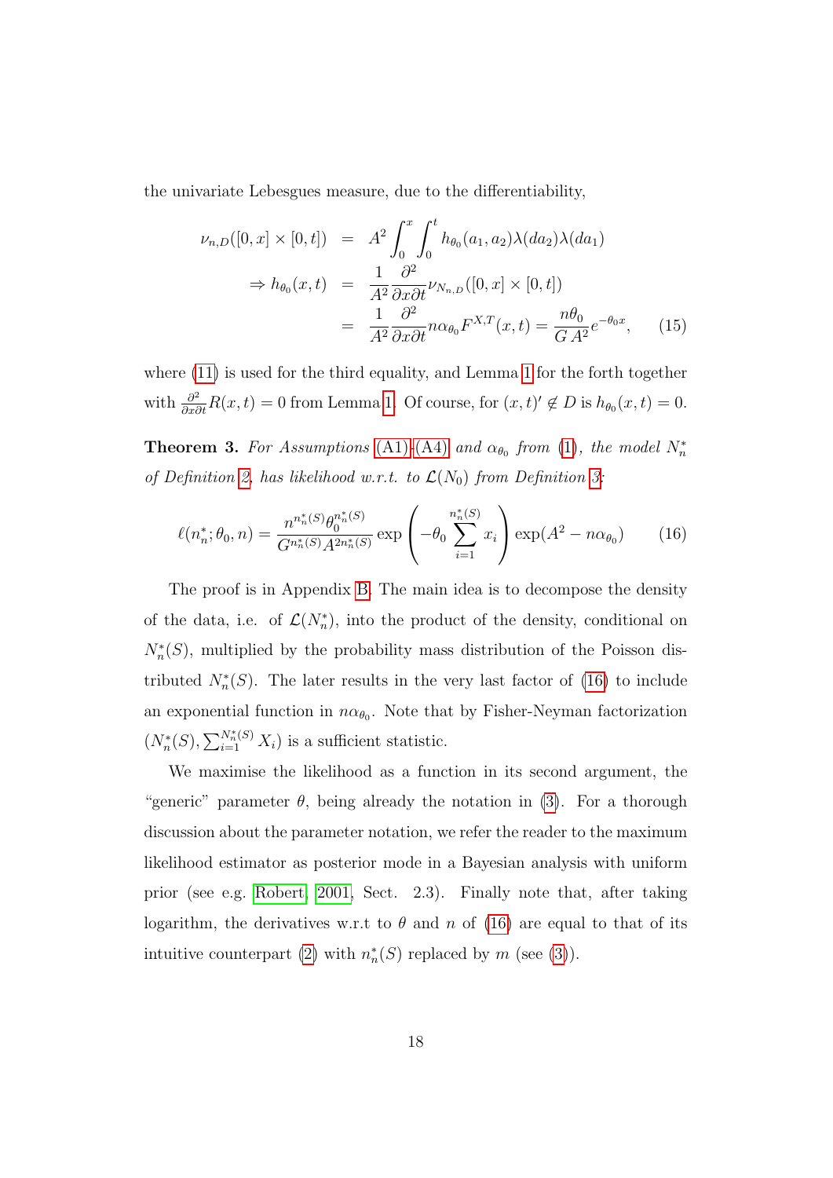the univariate Lebesgues measure, due to the differentiability,

$$
\begin{aligned}
\nu_{n,D}([0,x]\times[0,t]) &= A^2\int_0^x\int_0^t h_{\theta_0}(a_1,a_2)\lambda(da_2)\lambda(da_1) \\
\Rightarrow h_{\theta_0}(x,t) &= \frac{1}{A^2}\frac{\partial^2}{\partial x\partial t}\nu_{N_{n,D}}([0,x]\times[0,t]) \\
&= \frac{1}{A^2}\frac{\partial^2}{\partial x\partial t}n\alpha_{\theta_0}F^{X,T}(x,t) = \frac{n\theta_0}{G\,A^2}e^{-\theta_0 x}, \qquad (15)
\end{aligned}
$$

where (11) is used for the third equality, and Lemma 1 for the forth together with $\frac{\partial^2}{\partial x\partial t}R(x,t)=0$ from Lemma 1. Of course, for $(x,t)'\notin D$ is $h_{\theta_0}(x,t)=0$.

**Theorem 3.** *For Assumptions (A1)-(A4) and $\alpha_{\theta_0}$ from (1), the model $N_n^*$ of Definition 2, has likelihood w.r.t. to $\mathcal{L}(N_0)$ from Definition 3:*

$$
\ell(n_n^*;\theta_0,n) = \frac{n^{n_n^*(S)}\theta_0^{n_n^*(S)}}{G^{n_n^*(S)}A^{2n_n^*(S)}}\exp\left(-\theta_0\sum_{i=1}^{n_n^*(S)}x_i\right)\exp(A^2-n\alpha_{\theta_0}) \qquad (16)
$$

The proof is in Appendix B. The main idea is to decompose the density of the data, i.e. of $\mathcal{L}(N_n^*)$, into the product of the density, conditional on $N_n^*(S)$, multiplied by the probability mass distribution of the Poisson distributed $N_n^*(S)$. The later results in the very last factor of (16) to include an exponential function in $n\alpha_{\theta_0}$. Note that by Fisher-Neyman factorization $(N_n^*(S),\sum_{i=1}^{N_n^*(S)}X_i)$ is a sufficient statistic.

We maximise the likelihood as a function in its second argument, the "generic" parameter $\theta$, being already the notation in (3). For a thorough discussion about the parameter notation, we refer the reader to the maximum likelihood estimator as posterior mode in a Bayesian analysis with uniform prior (see e.g. Robert, 2001, Sect. 2.3). Finally note that, after taking logarithm, the derivatives w.r.t to $\theta$ and $n$ of (16) are equal to that of its intuitive counterpart (2) with $n_n^*(S)$ replaced by $m$ (see (3)).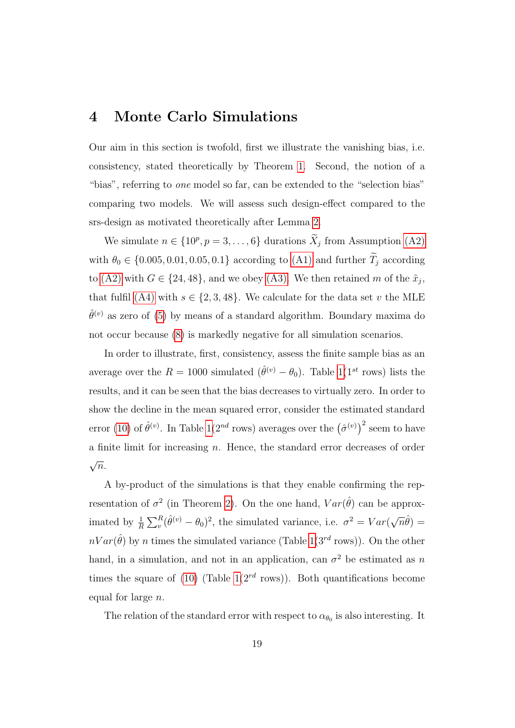## 4 Monte Carlo Simulations

Our aim in this section is twofold, first we illustrate the vanishing bias, i.e. consistency, stated theoretically by Theorem 1. Second, the notion of a "bias", referring to *one* model so far, can be extended to the "selection bias" comparing two models. We will assess such design-effect compared to the srs-design as motivated theoretically after Lemma 2.

We simulate $n \in \{10^p, p = 3, \dots, 6\}$ durations $\widetilde{X}_j$ from Assumption (A2) with $\theta_0 \in \{0.005, 0.01, 0.05, 0.1\}$ according to (A1) and further $\widetilde{T}_j$ according to (A2) with $G \in \{24, 48\}$, and we obey (A3). We then retained $m$ of the $\tilde{x}_j$, that fulfil (A4) with $s \in \{2, 3, 48\}$. We calculate for the data set $v$ the MLE $\hat{\theta}^{(v)}$ as zero of (5) by means of a standard algorithm. Boundary maxima do not occur because (8) is markedly negative for all simulation scenarios.

In order to illustrate, first, consistency, assess the finite sample bias as an average over the $R = 1000$ simulated $(\hat{\theta}^{(v)} - \theta_0)$. Table 1($1^{st}$ rows) lists the results, and it can be seen that the bias decreases to virtually zero. In order to show the decline in the mean squared error, consider the estimated standard error (10) of $\hat{\theta}^{(v)}$. In Table 1($2^{nd}$ rows) averages over the $\left(\hat{\sigma}^{(v)}\right)^2$ seem to have a finite limit for increasing $n$. Hence, the standard error decreases of order $\sqrt{n}$.

A by-product of the simulations is that they enable confirming the representation of $\sigma^2$ (in Theorem 2). On the one hand, $Var(\hat{\theta})$ can be approximated by $\frac{1}{R}\sum_v^R(\hat{\theta}^{(v)} - \theta_0)^2$, the simulated variance, i.e. $\sigma^2 = Var(\sqrt{n}\hat{\theta}) = nVar(\hat{\theta})$ by $n$ times the simulated variance (Table 1($3^{rd}$ rows)). On the other hand, in a simulation, and not in an application, can $\sigma^2$ be estimated as $n$ times the square of (10) (Table 1($2^{rd}$ rows)). Both quantifications become equal for large $n$.

The relation of the standard error with respect to $\alpha_{\theta_0}$ is also interesting. It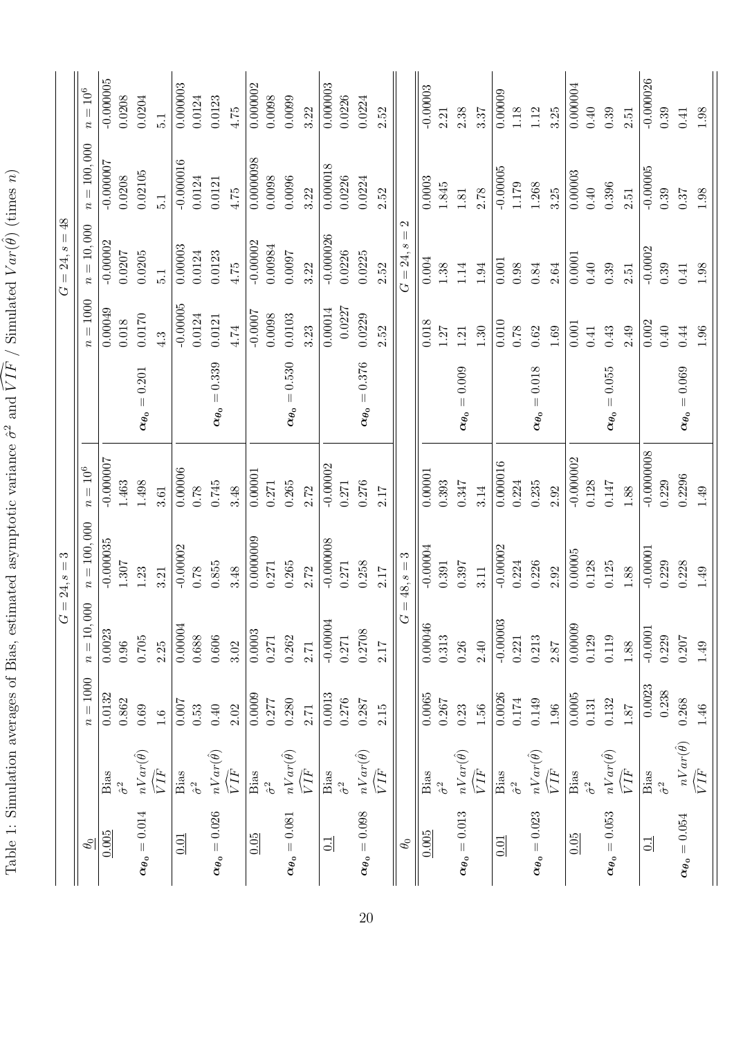Table 1: Simulation averages of Bias, estimated asymptotic variance $\hat{\sigma}^2$ and $\widehat{VIF}$ / Simulated $Var(\hat{\theta})$ (times $n$)

| $\underline{\theta_0}$ | | $G=24, s=3$ | | | | | $G=24, s=48$ | | | |
|---|---|---|---|---|---|---|---|---|---|---|
| | | $n=1000$ | $n=10,000$ | $n=100,000$ | $n=10^6$ | | $n=1000$ | $n=10,000$ | $n=100,000$ | $n=10^6$ |
| $\underline{0.005}$ | Bias | 0.0132 | 0.0023 | -0.000035 | -0.000007 | | 0.00049 | -0.00002 | -0.000007 | -0.000005 |
| | $\hat{\sigma}^2$ | 0.862 | 0.96 | 1.307 | 1.463 | | 0.018 | 0.0207 | 0.0208 | 0.0208 |
| $\boldsymbol{\alpha}_{\boldsymbol{\theta}_0}=0.014$ | $nVar(\hat{\theta})$ | 0.69 | 0.705 | 1.23 | 1.498 | $\boldsymbol{\alpha}_{\boldsymbol{\theta}_0}=0.201$ | 0.0170 | 0.0205 | 0.02105 | 0.0204 |
| | $\widehat{VIF}$ | 1.6 | 2.25 | 3.21 | 3.61 | | 4.3 | 5.1 | 5.1 | 5.1 |
| $\underline{0.01}$ | Bias | 0.007 | 0.00004 | -0.00002 | 0.00006 | | -0.00005 | 0.00003 | -0.000016 | 0.000003 |
| | $\hat{\sigma}^2$ | 0.53 | 0.688 | 0.78 | 0.78 | | 0.0124 | 0.0124 | 0.0124 | 0.0124 |
| $\boldsymbol{\alpha}_{\boldsymbol{\theta}_0}=0.026$ | $nVar(\hat{\theta})$ | 0.40 | 0.606 | 0.855 | 0.745 | $\boldsymbol{\alpha}_{\boldsymbol{\theta}_0}=0.339$ | 0.0121 | 0.0123 | 0.0121 | 0.0123 |
| | $\widehat{VIF}$ | 2.02 | 3.02 | 3.48 | 3.48 | | 4.74 | 4.75 | 4.75 | 4.75 |
| $\underline{0.05}$ | Bias | 0.0009 | 0.0003 | 0.0000009 | 0.00001 | | -0.0007 | -0.00002 | 0.0000098 | 0.000002 |
| | $\hat{\sigma}^2$ | 0.277 | 0.271 | 0.271 | 0.271 | | 0.0098 | 0.00984 | 0.0098 | 0.0098 |
| $\boldsymbol{\alpha}_{\boldsymbol{\theta}_0}=0.081$ | $nVar(\hat{\theta})$ | 0.280 | 0.262 | 0.265 | 0.265 | $\boldsymbol{\alpha}_{\boldsymbol{\theta}_0}=0.530$ | 0.0103 | 0.0097 | 0.0096 | 0.0099 |
| | $\widehat{VIF}$ | 2.71 | 2.71 | 2.72 | 2.72 | | 3.23 | 3.22 | 3.22 | 3.22 |
| $\underline{0.1}$ | Bias | 0.0013 | -0.00004 | -0.000008 | -0.00002 | | 0.00014 | -0.000026 | 0.000018 | 0.000003 |
| | $\hat{\sigma}^2$ | 0.276 | 0.271 | 0.271 | 0.271 | | 0.0227 | 0.0226 | 0.0226 | 0.0226 |
| $\boldsymbol{\alpha}_{\boldsymbol{\theta}_0}=0.098$ | $nVar(\hat{\theta})$ | 0.287 | 0.2708 | 0.258 | 0.276 | $\boldsymbol{\alpha}_{\boldsymbol{\theta}_0}=0.376$ | 0.0229 | 0.0225 | 0.0224 | 0.0224 |
| | $\widehat{VIF}$ | 2.15 | 2.17 | 2.17 | 2.17 | | 2.52 | 2.52 | 2.52 | 2.52 |
| $\theta_0$ | | $G=48, s=3$ | | | | | $G=24, s=2$ | | | |
| $\underline{0.005}$ | Bias | 0.0065 | 0.00046 | -0.00004 | 0.00001 | | 0.018 | 0.004 | 0.0003 | -0.00003 |
| | $\hat{\sigma}^2$ | 0.267 | 0.313 | 0.391 | 0.393 | | 1.27 | 1.38 | 1.845 | 2.21 |
| $\boldsymbol{\alpha}_{\boldsymbol{\theta}_0}=0.013$ | $nVar(\hat{\theta})$ | 0.23 | 0.26 | 0.397 | 0.347 | $\boldsymbol{\alpha}_{\boldsymbol{\theta}_0}=0.009$ | 1.21 | 1.14 | 1.81 | 2.38 |
| | $\widehat{VIF}$ | 1.56 | 2.40 | 3.11 | 3.14 | | 1.30 | 1.94 | 2.78 | 3.37 |
| $\underline{0.01}$ | Bias | 0.0026 | -0.00003 | -0.00002 | 0.000016 | | 0.010 | 0.001 | -0.00005 | 0.00009 |
| | $\hat{\sigma}^2$ | 0.174 | 0.221 | 0.224 | 0.224 | | 0.78 | 0.98 | 1.179 | 1.18 |
| $\boldsymbol{\alpha}_{\boldsymbol{\theta}_0}=0.023$ | $nVar(\hat{\theta})$ | 0.149 | 0.213 | 0.226 | 0.235 | $\boldsymbol{\alpha}_{\boldsymbol{\theta}_0}=0.018$ | 0.62 | 0.84 | 1.268 | 1.12 |
| | $\widehat{VIF}$ | 1.96 | 2.87 | 2.92 | 2.92 | | 1.69 | 2.64 | 3.25 | 3.25 |
| $\underline{0.05}$ | Bias | 0.0005 | 0.00009 | 0.00005 | -0.000002 | | 0.001 | 0.0001 | 0.00003 | 0.000004 |
| | $\hat{\sigma}^2$ | 0.131 | 0.129 | 0.128 | 0.128 | | 0.41 | 0.40 | 0.40 | 0.40 |
| $\boldsymbol{\alpha}_{\boldsymbol{\theta}_0}=0.053$ | $nVar(\hat{\theta})$ | 0.132 | 0.119 | 0.125 | 0.147 | $\boldsymbol{\alpha}_{\boldsymbol{\theta}_0}=0.055$ | 0.43 | 0.39 | 0.396 | 0.39 |
| | $\widehat{VIF}$ | 1.87 | 1.88 | 1.88 | 1.88 | | 2.49 | 2.51 | 2.51 | 2.51 |
| $\underline{0.1}$ | Bias | 0.0023 | -0.0001 | -0.00001 | -0.0000008 | | 0.002 | -0.0002 | -0.00005 | -0.000026 |
| | $\hat{\sigma}^2$ | 0.238 | 0.229 | 0.229 | 0.229 | | 0.40 | 0.39 | 0.39 | 0.39 |
| $\boldsymbol{\alpha}_{\boldsymbol{\theta}_0}=0.054$ | $nVar(\hat{\theta})$ | 0.268 | 0.207 | 0.228 | 0.2296 | $\boldsymbol{\alpha}_{\boldsymbol{\theta}_0}=0.069$ | 0.44 | 0.41 | 0.37 | 0.41 |
| | $\widehat{VIF}$ | 1.46 | 1.49 | 1.49 | 1.49 | | 1.96 | 1.98 | 1.98 | 1.98 |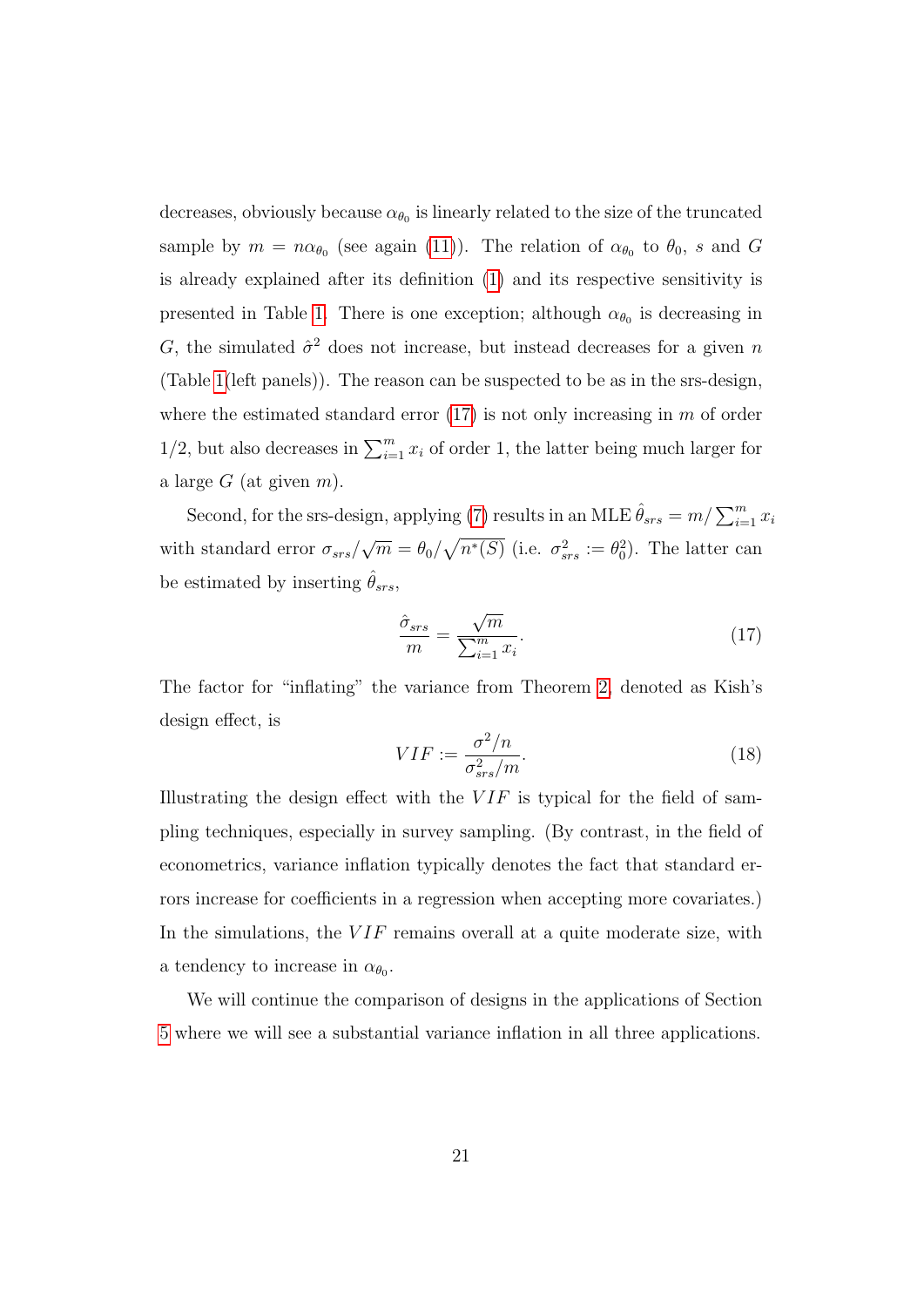decreases, obviously because $\alpha_{\theta_0}$ is linearly related to the size of the truncated sample by $m = n\alpha_{\theta_0}$ (see again (11)). The relation of $\alpha_{\theta_0}$ to $\theta_0$, $s$ and $G$ is already explained after its definition (1) and its respective sensitivity is presented in Table 1. There is one exception; although $\alpha_{\theta_0}$ is decreasing in $G$, the simulated $\hat{\sigma}^2$ does not increase, but instead decreases for a given $n$ (Table 1(left panels)). The reason can be suspected to be as in the srs-design, where the estimated standard error (17) is not only increasing in $m$ of order $1/2$, but also decreases in $\sum_{i=1}^{m} x_i$ of order 1, the latter being much larger for a large $G$ (at given $m$).

Second, for the srs-design, applying (7) results in an MLE $\hat{\theta}_{srs} = m/\sum_{i=1}^{m} x_i$ with standard error $\sigma_{srs}/\sqrt{m} = \theta_0/\sqrt{n^*(S)}$ (i.e. $\sigma_{srs}^2 := \theta_0^2$). The latter can be estimated by inserting $\hat{\theta}_{srs}$,

$$\frac{\hat{\sigma}_{srs}}{m} = \frac{\sqrt{m}}{\sum_{i=1}^{m} x_i}. \tag{17}$$

The factor for "inflating" the variance from Theorem 2, denoted as Kish's design effect, is

$$VIF := \frac{\sigma^2/n}{\sigma_{srs}^2/m}. \tag{18}$$

Illustrating the design effect with the $VIF$ is typical for the field of sampling techniques, especially in survey sampling. (By contrast, in the field of econometrics, variance inflation typically denotes the fact that standard errors increase for coefficients in a regression when accepting more covariates.) In the simulations, the $VIF$ remains overall at a quite moderate size, with a tendency to increase in $\alpha_{\theta_0}$.

We will continue the comparison of designs in the applications of Section 5 where we will see a substantial variance inflation in all three applications.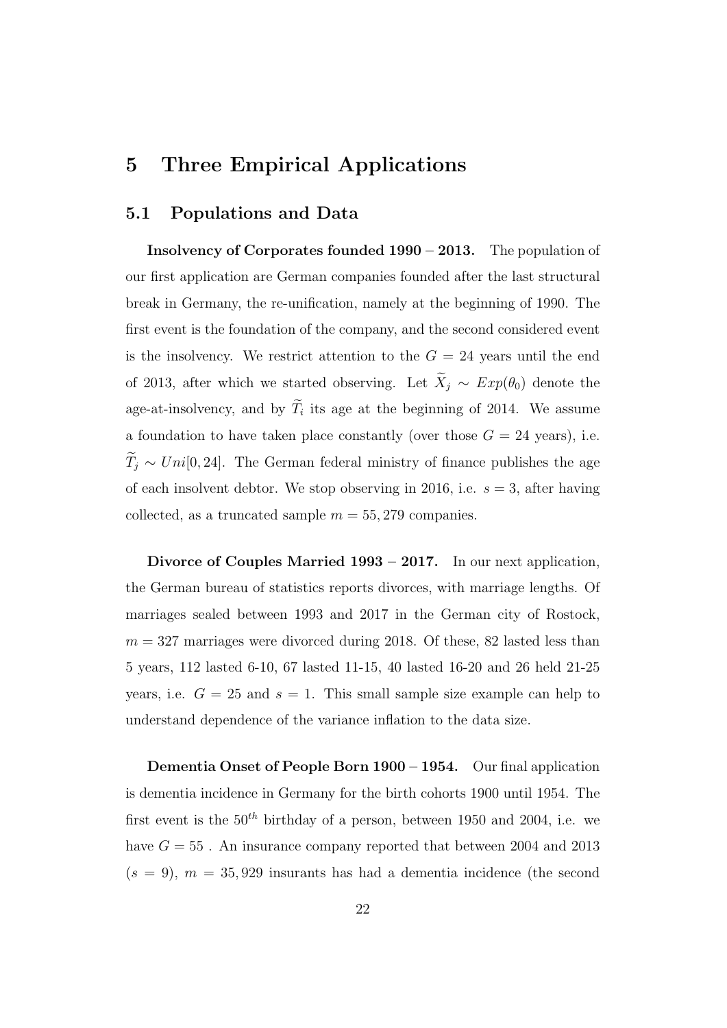# 5 Three Empirical Applications

## 5.1 Populations and Data

**Insolvency of Corporates founded 1990 – 2013.** The population of our first application are German companies founded after the last structural break in Germany, the re-unification, namely at the beginning of 1990. The first event is the foundation of the company, and the second considered event is the insolvency. We restrict attention to the $G = 24$ years until the end of 2013, after which we started observing. Let $\widetilde{X}_j \sim Exp(\theta_0)$ denote the age-at-insolvency, and by $\widetilde{T}_i$ its age at the beginning of 2014. We assume a foundation to have taken place constantly (over those $G = 24$ years), i.e. $\widetilde{T}_j \sim Uni[0, 24]$. The German federal ministry of finance publishes the age of each insolvent debtor. We stop observing in 2016, i.e. $s = 3$, after having collected, as a truncated sample $m = 55,279$ companies.

**Divorce of Couples Married 1993 – 2017.** In our next application, the German bureau of statistics reports divorces, with marriage lengths. Of marriages sealed between 1993 and 2017 in the German city of Rostock, $m = 327$ marriages were divorced during 2018. Of these, 82 lasted less than 5 years, 112 lasted 6-10, 67 lasted 11-15, 40 lasted 16-20 and 26 held 21-25 years, i.e. $G = 25$ and $s = 1$. This small sample size example can help to understand dependence of the variance inflation to the data size.

**Dementia Onset of People Born 1900 – 1954.** Our final application is dementia incidence in Germany for the birth cohorts 1900 until 1954. The first event is the $50^{th}$ birthday of a person, between 1950 and 2004, i.e. we have $G = 55$ . An insurance company reported that between 2004 and 2013 ($s = 9$), $m = 35,929$ insurants has had a dementia incidence (the second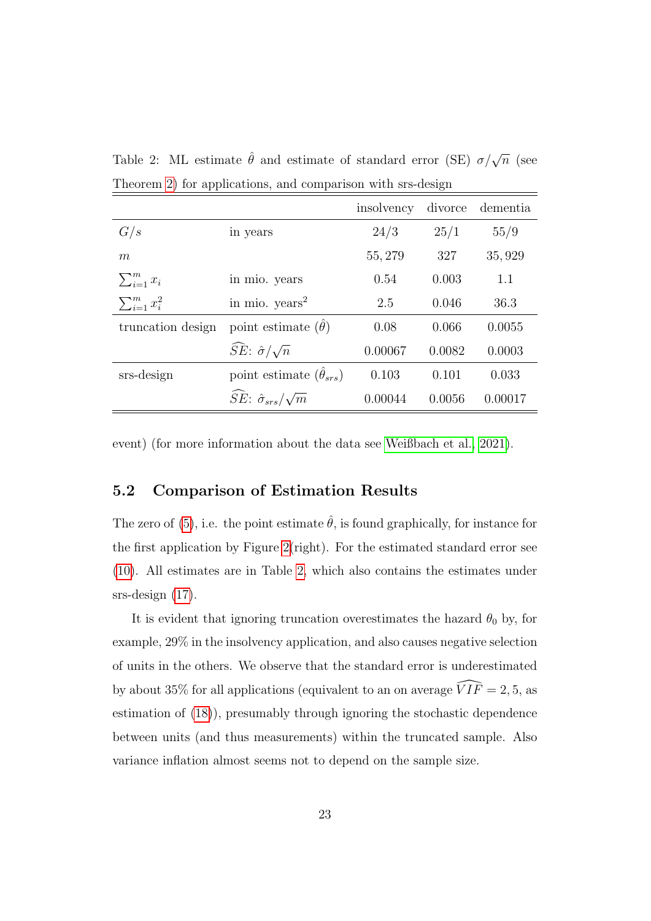Table 2: ML estimate $\hat{\theta}$ and estimate of standard error (SE) $\sigma/\sqrt{n}$ (see Theorem 2) for applications, and comparison with srs-design

| | | insolvency | divorce | dementia |
|---|---|---|---|---|
| $G/s$ | in years | 24/3 | 25/1 | 55/9 |
| $m$ | | 55,279 | 327 | 35,929 |
| $\sum_{i=1}^{m} x_i$ | in mio. years | 0.54 | 0.003 | 1.1 |
| $\sum_{i=1}^{m} x_i^2$ | in mio. years$^2$ | 2.5 | 0.046 | 36.3 |
| truncation design | point estimate ($\hat{\theta}$) | 0.08 | 0.066 | 0.0055 |
| | $\widehat{SE}$: $\hat{\sigma}/\sqrt{n}$ | 0.00067 | 0.0082 | 0.0003 |
| srs-design | point estimate ($\hat{\theta}_{srs}$) | 0.103 | 0.101 | 0.033 |
| | $\widehat{SE}$: $\hat{\sigma}_{srs}/\sqrt{m}$ | 0.00044 | 0.0056 | 0.00017 |

event) (for more information about the data see Weißbach et al., 2021).

## 5.2 Comparison of Estimation Results

The zero of (5), i.e. the point estimate $\hat{\theta}$, is found graphically, for instance for the first application by Figure 2(right). For the estimated standard error see (10). All estimates are in Table 2, which also contains the estimates under srs-design (17).

It is evident that ignoring truncation overestimates the hazard $\theta_0$ by, for example, 29% in the insolvency application, and also causes negative selection of units in the others. We observe that the standard error is underestimated by about 35% for all applications (equivalent to an on average $\widehat{VIF} = 2,5$, as estimation of (18)), presumably through ignoring the stochastic dependence between units (and thus measurements) within the truncated sample. Also variance inflation almost seems not to depend on the sample size.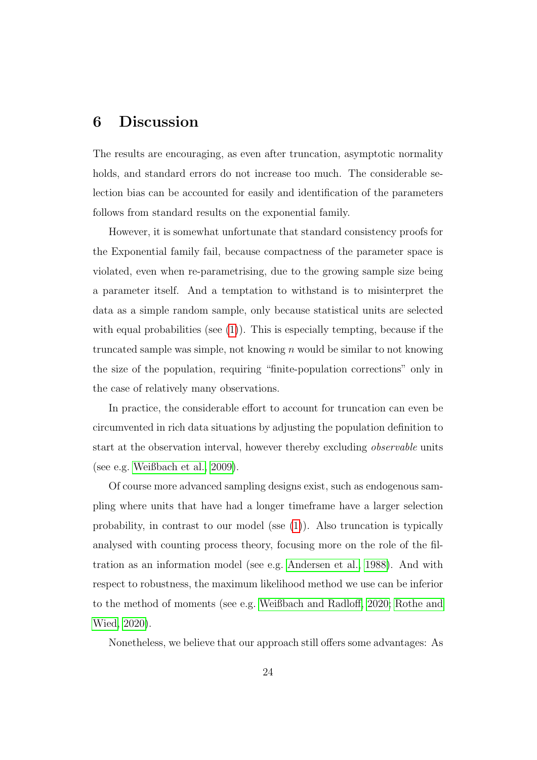## 6 Discussion

The results are encouraging, as even after truncation, asymptotic normality holds, and standard errors do not increase too much. The considerable selection bias can be accounted for easily and identification of the parameters follows from standard results on the exponential family.

However, it is somewhat unfortunate that standard consistency proofs for the Exponential family fail, because compactness of the parameter space is violated, even when re-parametrising, due to the growing sample size being a parameter itself. And a temptation to withstand is to misinterpret the data as a simple random sample, only because statistical units are selected with equal probabilities (see (1)). This is especially tempting, because if the truncated sample was simple, not knowing $n$ would be similar to not knowing the size of the population, requiring "finite-population corrections" only in the case of relatively many observations.

In practice, the considerable effort to account for truncation can even be circumvented in rich data situations by adjusting the population definition to start at the observation interval, however thereby excluding *observable* units (see e.g. Weißbach et al., 2009).

Of course more advanced sampling designs exist, such as endogenous sampling where units that have had a longer timeframe have a larger selection probability, in contrast to our model (sse (1)). Also truncation is typically analysed with counting process theory, focusing more on the role of the filtration as an information model (see e.g. Andersen et al., 1988). And with respect to robustness, the maximum likelihood method we use can be inferior to the method of moments (see e.g. Weißbach and Radloff, 2020; Rothe and Wied, 2020).

Nonetheless, we believe that our approach still offers some advantages: As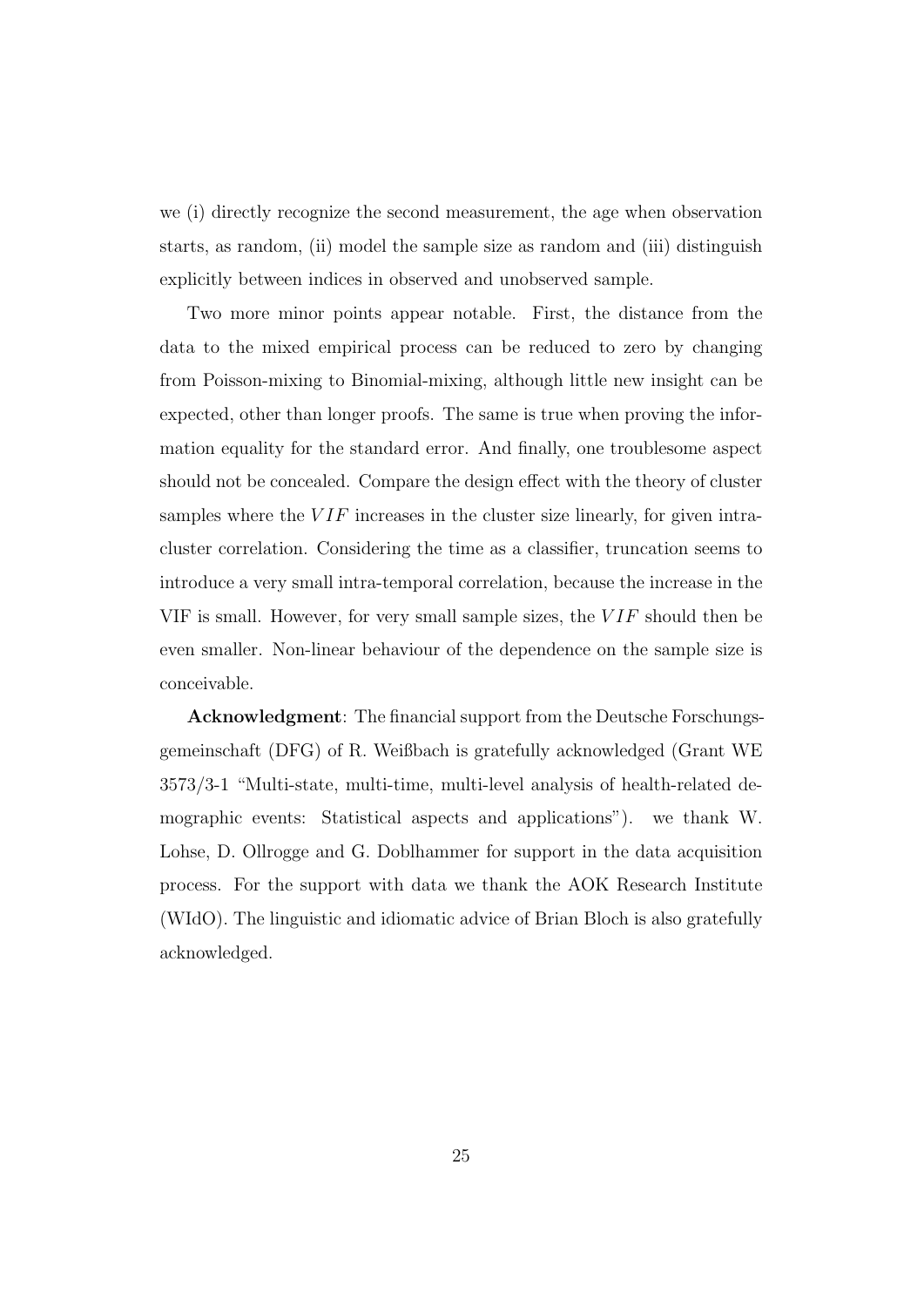we (i) directly recognize the second measurement, the age when observation starts, as random, (ii) model the sample size as random and (iii) distinguish explicitly between indices in observed and unobserved sample.

Two more minor points appear notable. First, the distance from the data to the mixed empirical process can be reduced to zero by changing from Poisson-mixing to Binomial-mixing, although little new insight can be expected, other than longer proofs. The same is true when proving the information equality for the standard error. And finally, one troublesome aspect should not be concealed. Compare the design effect with the theory of cluster samples where the $VIF$ increases in the cluster size linearly, for given intra-cluster correlation. Considering the time as a classifier, truncation seems to introduce a very small intra-temporal correlation, because the increase in the VIF is small. However, for very small sample sizes, the $VIF$ should then be even smaller. Non-linear behaviour of the dependence on the sample size is conceivable.

**Acknowledgment**: The financial support from the Deutsche Forschungsgemeinschaft (DFG) of R. Weißbach is gratefully acknowledged (Grant WE 3573/3-1 "Multi-state, multi-time, multi-level analysis of health-related demographic events: Statistical aspects and applications"). we thank W. Lohse, D. Ollrogge and G. Doblhammer for support in the data acquisition process. For the support with data we thank the AOK Research Institute (WIdO). The linguistic and idiomatic advice of Brian Bloch is also gratefully acknowledged.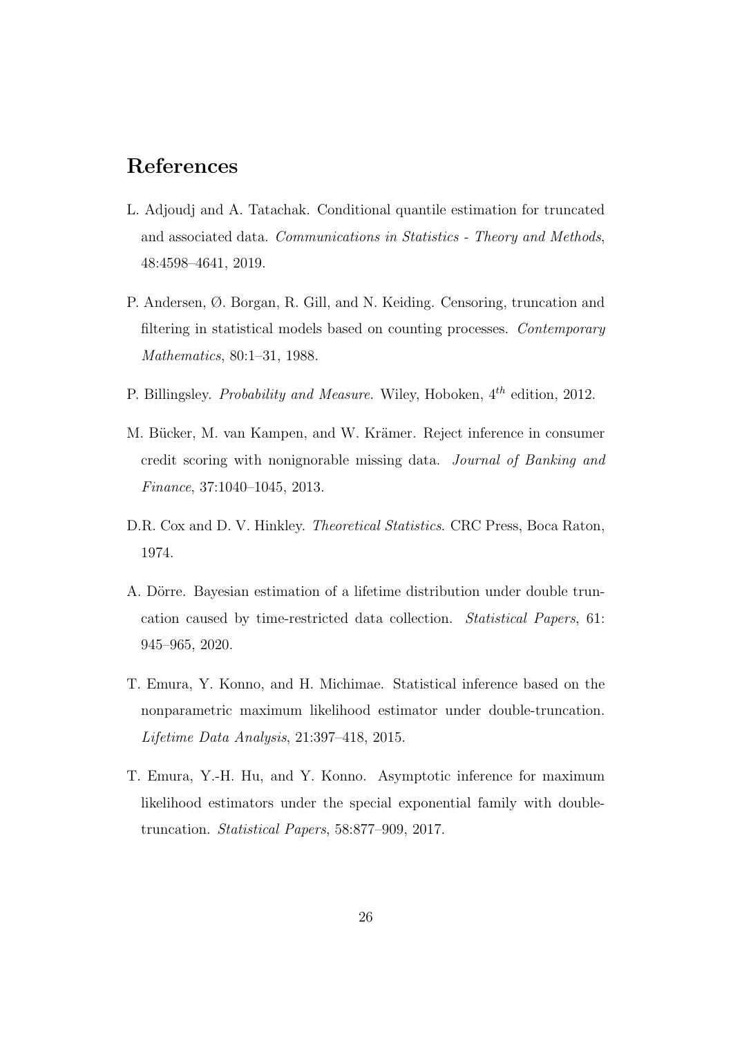## References

L. Adjoudj and A. Tatachak. Conditional quantile estimation for truncated and associated data. *Communications in Statistics - Theory and Methods*, 48:4598–4641, 2019.

P. Andersen, Ø. Borgan, R. Gill, and N. Keiding. Censoring, truncation and filtering in statistical models based on counting processes. *Contemporary Mathematics*, 80:1–31, 1988.

P. Billingsley. *Probability and Measure*. Wiley, Hoboken, $4^{th}$ edition, 2012.

M. Bücker, M. van Kampen, and W. Krämer. Reject inference in consumer credit scoring with nonignorable missing data. *Journal of Banking and Finance*, 37:1040–1045, 2013.

D.R. Cox and D. V. Hinkley. *Theoretical Statistics*. CRC Press, Boca Raton, 1974.

A. Dörre. Bayesian estimation of a lifetime distribution under double truncation caused by time-restricted data collection. *Statistical Papers*, 61: 945–965, 2020.

T. Emura, Y. Konno, and H. Michimae. Statistical inference based on the nonparametric maximum likelihood estimator under double-truncation. *Lifetime Data Analysis*, 21:397–418, 2015.

T. Emura, Y.-H. Hu, and Y. Konno. Asymptotic inference for maximum likelihood estimators under the special exponential family with double-truncation. *Statistical Papers*, 58:877–909, 2017.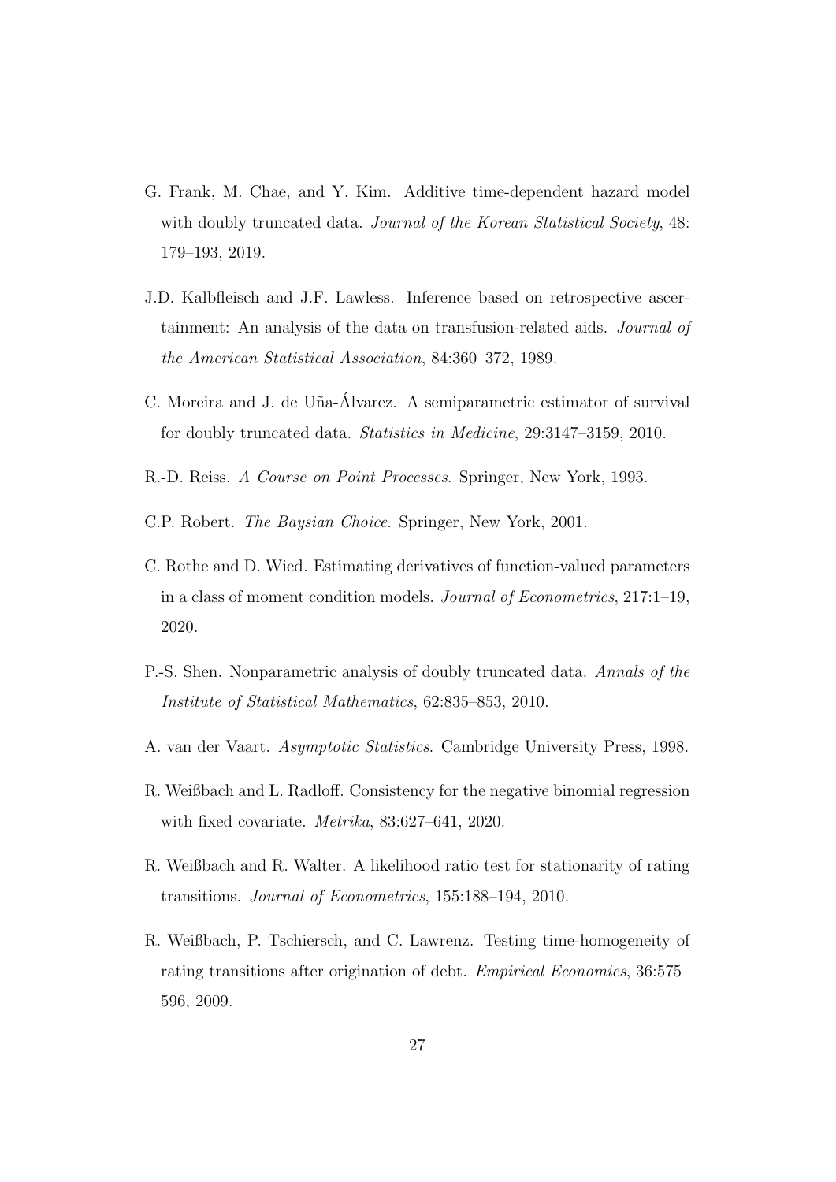G. Frank, M. Chae, and Y. Kim. Additive time-dependent hazard model with doubly truncated data. *Journal of the Korean Statistical Society*, 48: 179–193, 2019.

J.D. Kalbfleisch and J.F. Lawless. Inference based on retrospective ascertainment: An analysis of the data on transfusion-related aids. *Journal of the American Statistical Association*, 84:360–372, 1989.

C. Moreira and J. de Uña-Álvarez. A semiparametric estimator of survival for doubly truncated data. *Statistics in Medicine*, 29:3147–3159, 2010.

R.-D. Reiss. *A Course on Point Processes*. Springer, New York, 1993.

C.P. Robert. *The Baysian Choice*. Springer, New York, 2001.

C. Rothe and D. Wied. Estimating derivatives of function-valued parameters in a class of moment condition models. *Journal of Econometrics*, 217:1–19, 2020.

P.-S. Shen. Nonparametric analysis of doubly truncated data. *Annals of the Institute of Statistical Mathematics*, 62:835–853, 2010.

A. van der Vaart. *Asymptotic Statistics*. Cambridge University Press, 1998.

R. Weißbach and L. Radloff. Consistency for the negative binomial regression with fixed covariate. *Metrika*, 83:627–641, 2020.

R. Weißbach and R. Walter. A likelihood ratio test for stationarity of rating transitions. *Journal of Econometrics*, 155:188–194, 2010.

R. Weißbach, P. Tschiersch, and C. Lawrenz. Testing time-homogeneity of rating transitions after origination of debt. *Empirical Economics*, 36:575–596, 2009.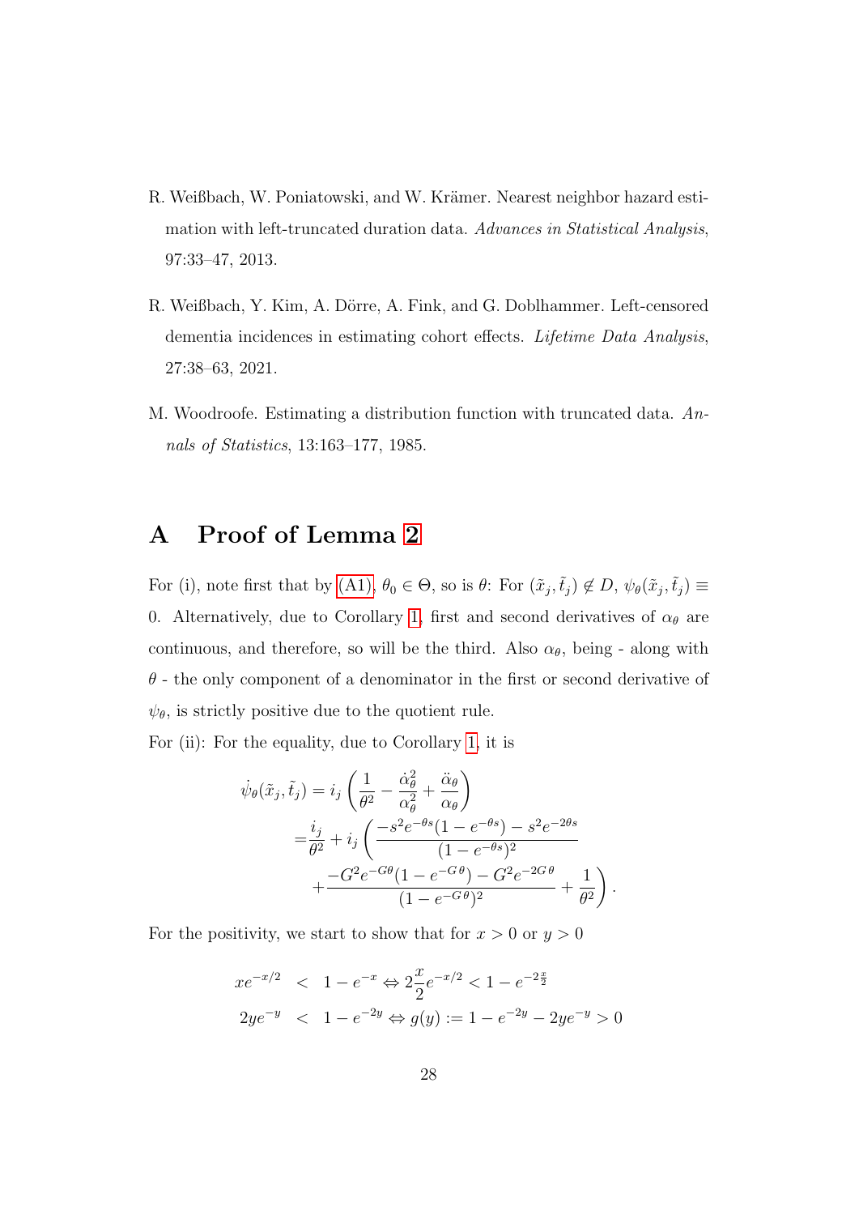R. Weißbach, W. Poniatowski, and W. Krämer. Nearest neighbor hazard estimation with left-truncated duration data. *Advances in Statistical Analysis*, 97:33–47, 2013.

R. Weißbach, Y. Kim, A. Dörre, A. Fink, and G. Doblhammer. Left-censored dementia incidences in estimating cohort effects. *Lifetime Data Analysis*, 27:38–63, 2021.

M. Woodroofe. Estimating a distribution function with truncated data. *Annals of Statistics*, 13:163–177, 1985.

# A Proof of Lemma 2

For (i), note first that by (A1), $\theta_0 \in \Theta$, so is $\theta$: For $(\tilde{x}_j, \tilde{t}_j) \notin D$, $\psi_\theta(\tilde{x}_j, \tilde{t}_j) \equiv 0$. Alternatively, due to Corollary 1, first and second derivatives of $\alpha_\theta$ are continuous, and therefore, so will be the third. Also $\alpha_\theta$, being - along with $\theta$ - the only component of a denominator in the first or second derivative of $\psi_\theta$, is strictly positive due to the quotient rule.

For (ii): For the equality, due to Corollary 1, it is

$$
\begin{aligned}
\dot{\psi}_\theta(\tilde{x}_j, \tilde{t}_j) &= i_j \left( \frac{1}{\theta^2} - \frac{\dot{\alpha}_\theta^2}{\alpha_\theta^2} + \frac{\ddot{\alpha}_\theta}{\alpha_\theta} \right) \\
&= \frac{i_j}{\theta^2} + i_j \left( \frac{-s^2 e^{-\theta s}(1 - e^{-\theta s}) - s^2 e^{-2\theta s}}{(1 - e^{-\theta s})^2} \right. \\
&\quad \left. + \frac{-G^2 e^{-G\theta}(1 - e^{-G\theta}) - G^2 e^{-2G\theta}}{(1 - e^{-G\theta})^2} + \frac{1}{\theta^2} \right).
\end{aligned}
$$

For the positivity, we start to show that for $x > 0$ or $y > 0$

$$
\begin{aligned}
x e^{-x/2} &< 1 - e^{-x} \Leftrightarrow 2\frac{x}{2} e^{-x/2} < 1 - e^{-2\frac{x}{2}} \\
2y e^{-y} &< 1 - e^{-2y} \Leftrightarrow g(y) := 1 - e^{-2y} - 2y e^{-y} > 0
\end{aligned}
$$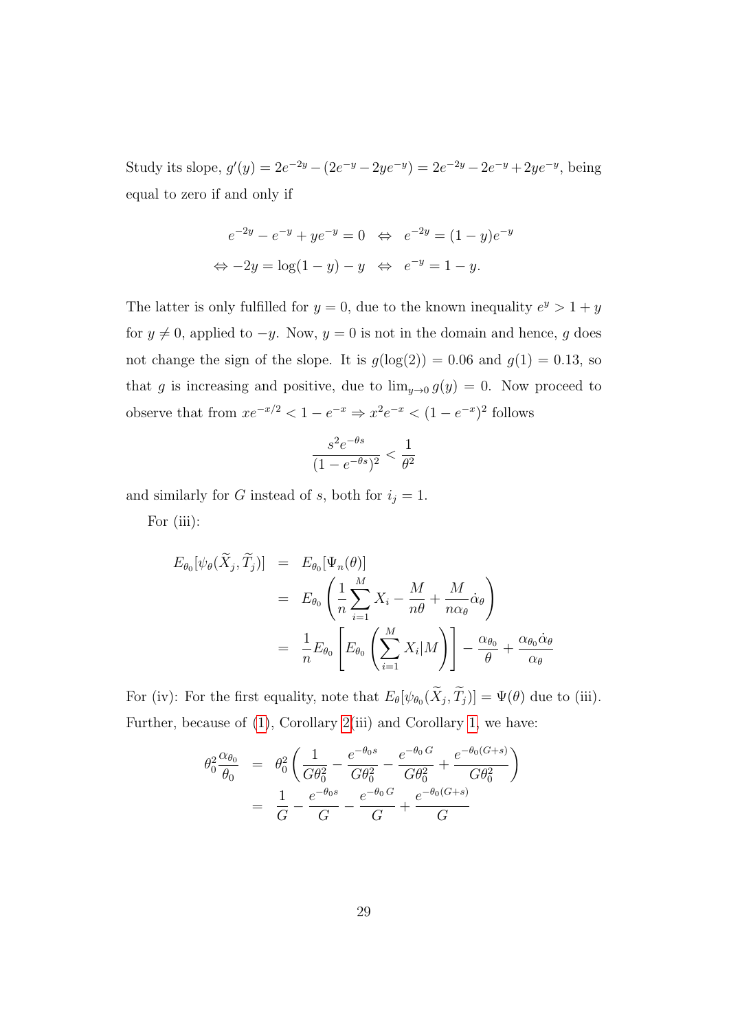Study its slope, $g'(y) = 2e^{-2y} - (2e^{-y} - 2ye^{-y}) = 2e^{-2y} - 2e^{-y} + 2ye^{-y}$, being equal to zero if and only if

$$
\begin{aligned}
e^{-2y} - e^{-y} + ye^{-y} = 0 \quad &\Leftrightarrow \quad e^{-2y} = (1-y)e^{-y} \\
\Leftrightarrow -2y = \log(1-y) - y \quad &\Leftrightarrow \quad e^{-y} = 1 - y.
\end{aligned}
$$

The latter is only fulfilled for $y = 0$, due to the known inequality $e^y > 1 + y$ for $y \neq 0$, applied to $-y$. Now, $y = 0$ is not in the domain and hence, $g$ does not change the sign of the slope. It is $g(\log(2)) = 0.06$ and $g(1) = 0.13$, so that $g$ is increasing and positive, due to $\lim_{y \to 0} g(y) = 0$. Now proceed to observe that from $xe^{-x/2} < 1 - e^{-x} \Rightarrow x^2 e^{-x} < (1 - e^{-x})^2$ follows

$$
\frac{s^2 e^{-\theta s}}{(1 - e^{-\theta s})^2} < \frac{1}{\theta^2}
$$

and similarly for $G$ instead of $s$, both for $i_j = 1$.

For (iii):

$$
\begin{aligned}
E_{\theta_0}[\psi_\theta(\widetilde{X}_j, \widetilde{T}_j)] &= E_{\theta_0}[\Psi_n(\theta)] \\
&= E_{\theta_0}\left(\frac{1}{n}\sum_{i=1}^{M} X_i - \frac{M}{n\theta} + \frac{M}{n\alpha_\theta}\dot{\alpha}_\theta\right) \\
&= \frac{1}{n}E_{\theta_0}\left[E_{\theta_0}\left(\sum_{i=1}^{M} X_i | M\right)\right] - \frac{\alpha_{\theta_0}}{\theta} + \frac{\alpha_{\theta_0}\dot{\alpha}_\theta}{\alpha_\theta}
\end{aligned}
$$

For (iv): For the first equality, note that $E_\theta[\psi_{\theta_0}(\widetilde{X}_j, \widetilde{T}_j)] = \Psi(\theta)$ due to (iii). Further, because of (1), Corollary 2(iii) and Corollary 1, we have:

$$
\begin{aligned}
\theta_0^2 \frac{\alpha_{\theta_0}}{\theta_0} &= \theta_0^2 \left(\frac{1}{G\theta_0^2} - \frac{e^{-\theta_0 s}}{G\theta_0^2} - \frac{e^{-\theta_0 G}}{G\theta_0^2} + \frac{e^{-\theta_0 (G+s)}}{G\theta_0^2}\right) \\
&= \frac{1}{G} - \frac{e^{-\theta_0 s}}{G} - \frac{e^{-\theta_0 G}}{G} + \frac{e^{-\theta_0 (G+s)}}{G}
\end{aligned}
$$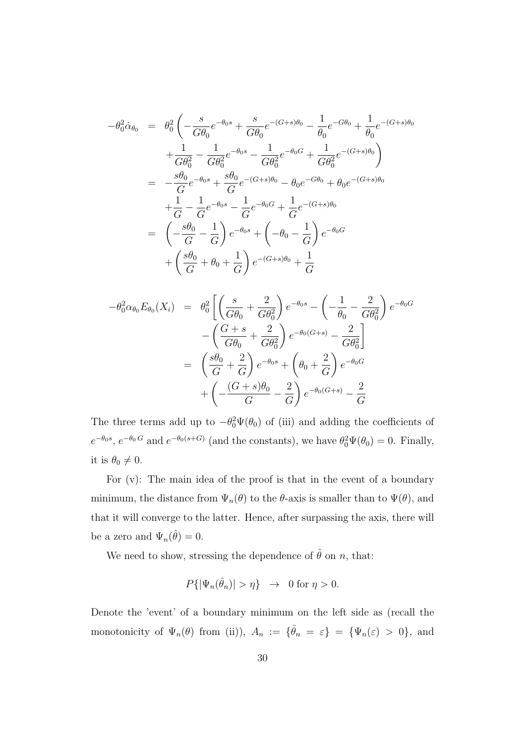$$
\begin{aligned}
-\theta_0^2 \dot{\alpha}_{\theta_0} &= \theta_0^2 \left( -\frac{s}{G\theta_0} e^{-\theta_0 s} + \frac{s}{G\theta_0} e^{-(G+s)\theta_0} - \frac{1}{\theta_0} e^{-G\theta_0} + \frac{1}{\theta_0} e^{-(G+s)\theta_0} \right. \\
&\quad \left. + \frac{1}{G\theta_0^2} - \frac{1}{G\theta_0^2} e^{-\theta_0 s} - \frac{1}{G\theta_0^2} e^{-\theta_0 G} + \frac{1}{G\theta_0^2} e^{-(G+s)\theta_0} \right) \\
&= -\frac{s\theta_0}{G} e^{-\theta_0 s} + \frac{s\theta_0}{G} e^{-(G+s)\theta_0} - \theta_0 e^{-G\theta_0} + \theta_0 e^{-(G+s)\theta_0} \\
&\quad + \frac{1}{G} - \frac{1}{G} e^{-\theta_0 s} - \frac{1}{G} e^{-\theta_0 G} + \frac{1}{G} e^{-(G+s)\theta_0} \\
&= \left( -\frac{s\theta_0}{G} - \frac{1}{G} \right) e^{-\theta_0 s} + \left( -\theta_0 - \frac{1}{G} \right) e^{-\theta_0 G} \\
&\quad + \left( \frac{s\theta_0}{G} + \theta_0 + \frac{1}{G} \right) e^{-(G+s)\theta_0} + \frac{1}{G}
\end{aligned}
$$

$$
\begin{aligned}
-\theta_0^2 \alpha_{\theta_0} E_{\theta_0}(X_i) &= \theta_0^2 \left[ \left( \frac{s}{G\theta_0} + \frac{2}{G\theta_0^2} \right) e^{-\theta_0 s} - \left( -\frac{1}{\theta_0} - \frac{2}{G\theta_0^2} \right) e^{-\theta_0 G} \right. \\
&\quad \left. - \left( \frac{G+s}{G\theta_0} + \frac{2}{G\theta_0^2} \right) e^{-\theta_0(G+s)} - \frac{2}{G\theta_0^2} \right] \\
&= \left( \frac{s\theta_0}{G} + \frac{2}{G} \right) e^{-\theta_0 s} + \left( \theta_0 + \frac{2}{G} \right) e^{-\theta_0 G} \\
&\quad + \left( -\frac{(G+s)\theta_0}{G} - \frac{2}{G} \right) e^{-\theta_0(G+s)} - \frac{2}{G}
\end{aligned}
$$

The three terms add up to $-\theta_0^2 \Psi(\theta_0)$ of (iii) and adding the coefficients of $e^{-\theta_0 s}$, $e^{-\theta_0 G}$ and $e^{-\theta_0(s+G)}$ (and the constants), we have $\theta_0^2 \Psi(\theta_0) = 0$. Finally, it is $\theta_0 \neq 0$.

For (v): The main idea of the proof is that in the event of a boundary minimum, the distance from $\Psi_n(\theta)$ to the $\theta$-axis is smaller than to $\Psi(\theta)$, and that it will converge to the latter. Hence, after surpassing the axis, there will be a zero and $\Psi_n(\hat{\theta}) = 0$.

We need to show, stressing the dependence of $\hat{\theta}$ on $n$, that:

$$
P\{|\Psi_n(\hat{\theta}_n)| > \eta\} \quad \rightarrow \quad 0 \text{ for } \eta > 0.
$$

Denote the 'event' of a boundary minimum on the left side as (recall the monotonicity of $\Psi_n(\theta)$ from (ii)), $A_n := \{\hat{\theta}_n = \varepsilon\} = \{\Psi_n(\varepsilon) > 0\}$, and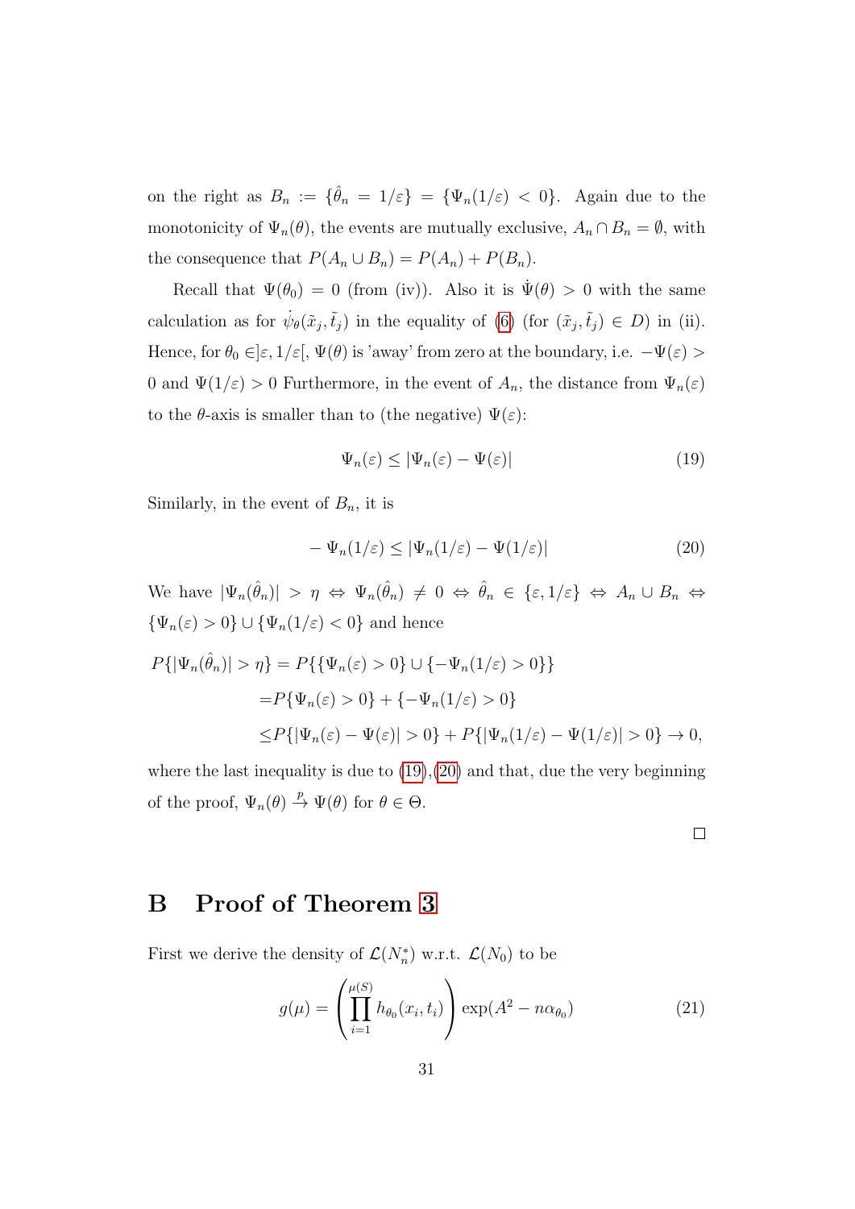on the right as $B_n := \{\hat{\theta}_n = 1/\varepsilon\} = \{\Psi_n(1/\varepsilon) < 0\}$. Again due to the monotonicity of $\Psi_n(\theta)$, the events are mutually exclusive, $A_n \cap B_n = \emptyset$, with the consequence that $P(A_n \cup B_n) = P(A_n) + P(B_n)$.

Recall that $\Psi(\theta_0) = 0$ (from (iv)). Also it is $\dot{\Psi}(\theta) > 0$ with the same calculation as for $\dot{\psi}_\theta(\tilde{x}_j, \tilde{t}_j)$ in the equality of (6) (for $(\tilde{x}_j, \tilde{t}_j) \in D$) in (ii). Hence, for $\theta_0 \in ]\varepsilon, 1/\varepsilon[$, $\Psi(\theta)$ is 'away' from zero at the boundary, i.e. $-\Psi(\varepsilon) > 0$ and $\Psi(1/\varepsilon) > 0$ Furthermore, in the event of $A_n$, the distance from $\Psi_n(\varepsilon)$ to the $\theta$-axis is smaller than to (the negative) $\Psi(\varepsilon)$:

$$\Psi_n(\varepsilon) \leq |\Psi_n(\varepsilon) - \Psi(\varepsilon)| \tag{19}$$

Similarly, in the event of $B_n$, it is

$$-\Psi_n(1/\varepsilon) \leq |\Psi_n(1/\varepsilon) - \Psi(1/\varepsilon)| \tag{20}$$

We have $|\Psi_n(\hat{\theta}_n)| > \eta \Leftrightarrow \Psi_n(\hat{\theta}_n) \neq 0 \Leftrightarrow \hat{\theta}_n \in \{\varepsilon, 1/\varepsilon\} \Leftrightarrow A_n \cup B_n \Leftrightarrow \{\Psi_n(\varepsilon) > 0\} \cup \{\Psi_n(1/\varepsilon) < 0\}$ and hence

$$\begin{aligned}
P\{|\Psi_n(\hat{\theta}_n)| > \eta\} &= P\{\{\Psi_n(\varepsilon) > 0\} \cup \{-\Psi_n(1/\varepsilon) > 0\}\} \\
&= P\{\Psi_n(\varepsilon) > 0\} + \{-\Psi_n(1/\varepsilon) > 0\} \\
&\leq P\{|\Psi_n(\varepsilon) - \Psi(\varepsilon)| > 0\} + P\{|\Psi_n(1/\varepsilon) - \Psi(1/\varepsilon)| > 0\} \to 0,
\end{aligned}$$

where the last inequality is due to (19),(20) and that, due the very beginning of the proof, $\Psi_n(\theta) \xrightarrow{p} \Psi(\theta)$ for $\theta \in \Theta$.

□

# B Proof of Theorem 3

First we derive the density of $\mathcal{L}(N_n^*)$ w.r.t. $\mathcal{L}(N_0)$ to be

$$g(\mu) = \left( \prod_{i=1}^{\mu(S)} h_{\theta_0}(x_i, t_i) \right) \exp(A^2 - n\alpha_{\theta_0}) \tag{21}$$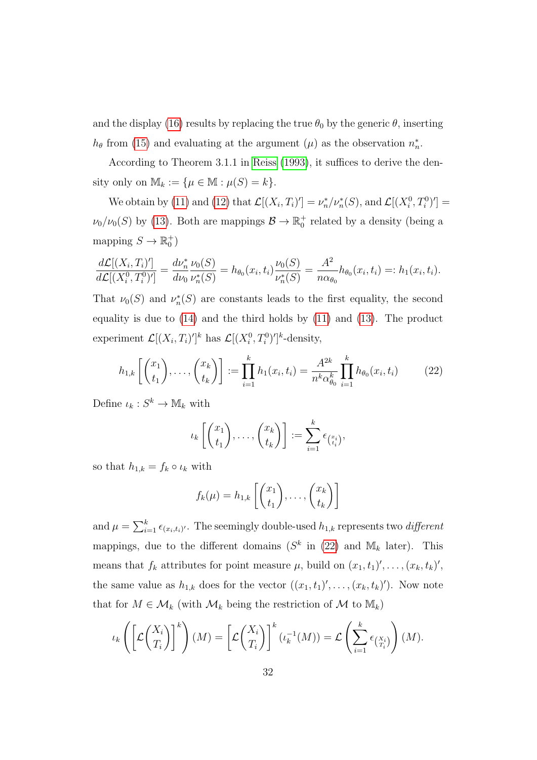and the display (16) results by replacing the true $\theta_0$ by the generic $\theta$, inserting $h_\theta$ from (15) and evaluating at the argument $(\mu)$ as the observation $n_n^*$.

According to Theorem 3.1.1 in Reiss (1993), it suffices to derive the density only on $\mathbb{M}_k := \{\mu \in \mathbb{M} : \mu(S) = k\}$.

We obtain by (11) and (12) that $\mathcal{L}[(X_i, T_i)'] = \nu_n^*/\nu_n^*(S)$, and $\mathcal{L}[(X_i^0, T_i^0)'] = \nu_0/\nu_0(S)$ by (13). Both are mappings $\mathcal{B} \to \mathbb{R}_0^+$ related by a density (being a mapping $S \to \mathbb{R}_0^+$)

$$\frac{d\mathcal{L}[(X_i, T_i)']}{d\mathcal{L}[(X_i^0, T_i^0)']} = \frac{d\nu_n^*}{d\nu_0}\frac{\nu_0(S)}{\nu_n^*(S)} = h_{\theta_0}(x_i, t_i)\frac{\nu_0(S)}{\nu_n^*(S)} = \frac{A^2}{n\alpha_{\theta_0}}h_{\theta_0}(x_i, t_i) =: h_1(x_i, t_i).$$

That $\nu_0(S)$ and $\nu_n^*(S)$ are constants leads to the first equality, the second equality is due to (14) and the third holds by (11) and (13). The product experiment $\mathcal{L}[(X_i, T_i)']^k$ has $\mathcal{L}[(X_i^0, T_i^0)']^k$-density,

$$h_{1,k}\left[\binom{x_1}{t_1}, \ldots, \binom{x_k}{t_k}\right] := \prod_{i=1}^k h_1(x_i, t_i) = \frac{A^{2k}}{n^k \alpha_{\theta_0}^k}\prod_{i=1}^k h_{\theta_0}(x_i, t_i) \tag{22}$$

Define $\iota_k : S^k \to \mathbb{M}_k$ with

$$\iota_k\left[\binom{x_1}{t_1}, \ldots, \binom{x_k}{t_k}\right] := \sum_{i=1}^k \epsilon_{\binom{x_i}{t_i}},$$

so that $h_{1,k} = f_k \circ \iota_k$ with

$$f_k(\mu) = h_{1,k}\left[\binom{x_1}{t_1}, \ldots, \binom{x_k}{t_k}\right]$$

and $\mu = \sum_{i=1}^k \epsilon_{(x_i,t_i)'}$. The seemingly double-used $h_{1,k}$ represents two *different* mappings, due to the different domains ($S^k$ in (22) and $\mathbb{M}_k$ later). This means that $f_k$ attributes for point measure $\mu$, build on $(x_1, t_1)', \ldots, (x_k, t_k)'$, the same value as $h_{1,k}$ does for the vector $((x_1, t_1)', \ldots, (x_k, t_k)')$. Now note that for $M \in \mathcal{M}_k$ (with $\mathcal{M}_k$ being the restriction of $\mathcal{M}$ to $\mathbb{M}_k$)

$$\iota_k\left(\left[\mathcal{L}\binom{X_i}{T_i}\right]^k\right)(M) = \left[\mathcal{L}\binom{X_i}{T_i}\right]^k(\iota_k^{-1}(M)) = \mathcal{L}\left(\sum_{i=1}^k \epsilon_{\binom{X_i}{T_i}}\right)(M).$$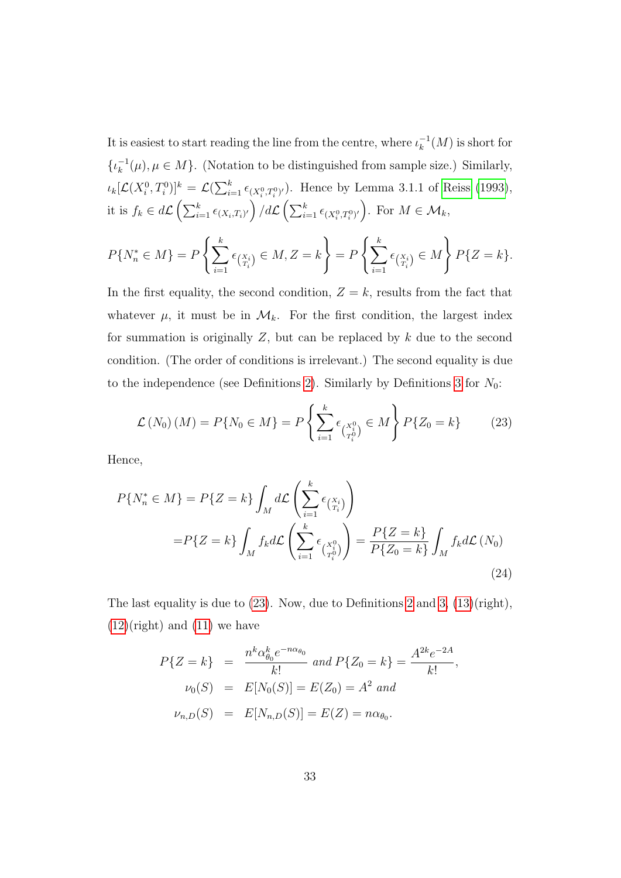It is easiest to start reading the line from the centre, where $\iota_k^{-1}(M)$ is short for $\{\iota_k^{-1}(\mu), \mu \in M\}$. (Notation to be distinguished from sample size.) Similarly, $\iota_k[\mathcal{L}(X_i^0, T_i^0)]^k = \mathcal{L}(\sum_{i=1}^k \epsilon_{(X_i^0,T_i^0)'})$. Hence by Lemma 3.1.1 of Reiss (1993), it is $f_k \in d\mathcal{L}\left(\sum_{i=1}^k \epsilon_{(X_i,T_i)'}\right)/d\mathcal{L}\left(\sum_{i=1}^k \epsilon_{(X_i^0,T_i^0)'}\right)$. For $M \in \mathcal{M}_k$,

$$P\{N_n^* \in M\} = P\left\{\sum_{i=1}^k \epsilon_{\binom{X_i}{T_i}} \in M, Z = k\right\} = P\left\{\sum_{i=1}^k \epsilon_{\binom{X_i}{T_i}} \in M\right\} P\{Z = k\}.$$

In the first equality, the second condition, $Z = k$, results from the fact that whatever $\mu$, it must be in $\mathcal{M}_k$. For the first condition, the largest index for summation is originally $Z$, but can be replaced by $k$ due to the second condition. (The order of conditions is irrelevant.) The second equality is due to the independence (see Definitions 2). Similarly by Definitions 3 for $N_0$:

$$\mathcal{L}(N_0)(M) = P\{N_0 \in M\} = P\left\{\sum_{i=1}^k \epsilon_{\binom{X_i^0}{T_i^0}} \in M\right\} P\{Z_0 = k\} \tag{23}$$

Hence,

$$\begin{aligned}
P\{N_n^* \in M\} &= P\{Z = k\} \int_M d\mathcal{L}\left(\sum_{i=1}^k \epsilon_{\binom{X_i}{T_i}}\right) \\
&= P\{Z = k\} \int_M f_k d\mathcal{L}\left(\sum_{i=1}^k \epsilon_{\binom{X_i^0}{T_i^0}}\right) = \frac{P\{Z = k\}}{P\{Z_0 = k\}} \int_M f_k d\mathcal{L}(N_0)
\end{aligned} \tag{24}$$

The last equality is due to (23). Now, due to Definitions 2 and 3, (13)(right), (12)(right) and (11) we have

$$\begin{aligned}
P\{Z = k\} &= \frac{n^k \alpha_{\theta_0}^k e^{-n\alpha_{\theta_0}}}{k!} \text{ and } P\{Z_0 = k\} = \frac{A^{2k} e^{-2A}}{k!}, \\
\nu_0(S) &= E[N_0(S)] = E(Z_0) = A^2 \text{ and} \\
\nu_{n,D}(S) &= E[N_{n,D}(S)] = E(Z) = n\alpha_{\theta_0}.
\end{aligned}$$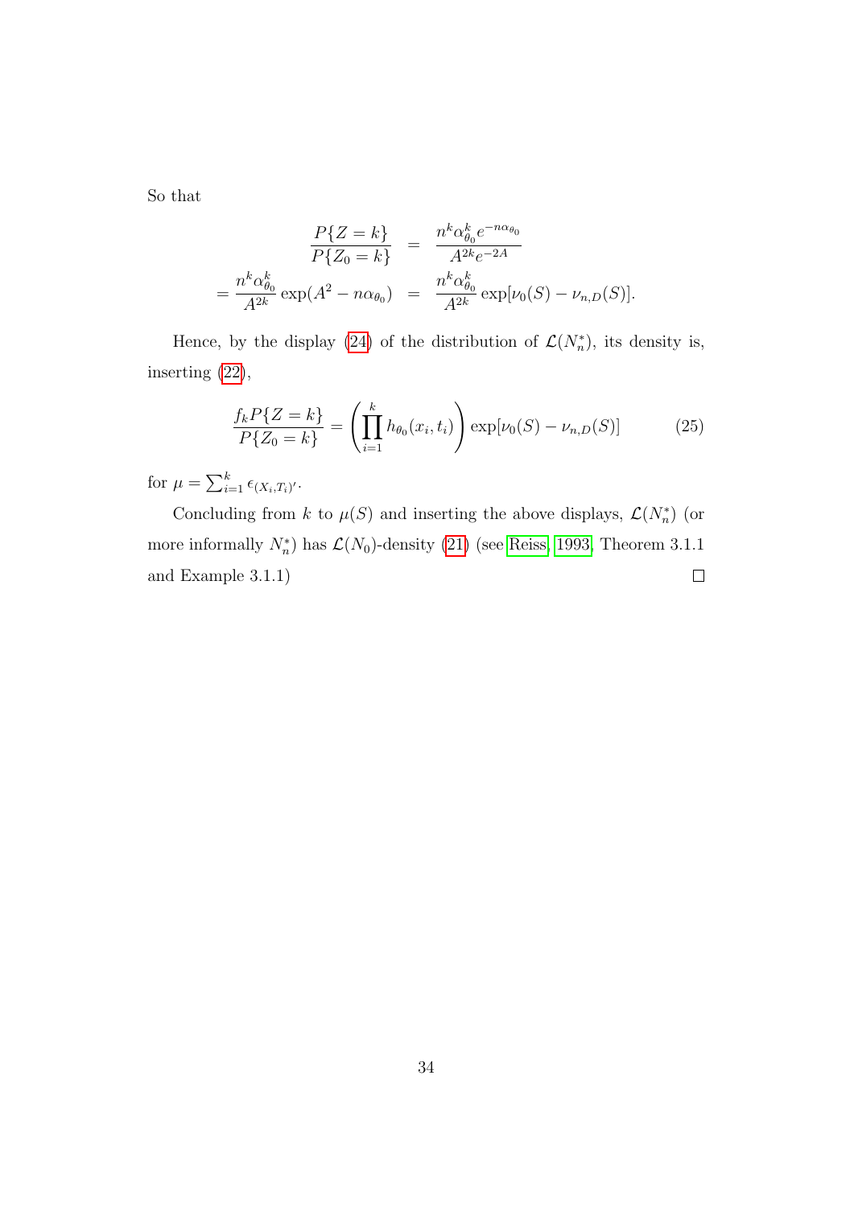So that

$$
\begin{aligned}
\frac{P\{Z=k\}}{P\{Z_0=k\}} &= \frac{n^k \alpha_{\theta_0}^k e^{-n\alpha_{\theta_0}}}{A^{2k} e^{-2A}} \\
= \frac{n^k \alpha_{\theta_0}^k}{A^{2k}} \exp(A^2 - n\alpha_{\theta_0}) &= \frac{n^k \alpha_{\theta_0}^k}{A^{2k}} \exp[\nu_0(S) - \nu_{n,D}(S)].
\end{aligned}
$$

Hence, by the display (24) of the distribution of $\mathcal{L}(N_n^*)$, its density is, inserting (22),

$$
\frac{f_k P\{Z=k\}}{P\{Z_0=k\}} = \left(\prod_{i=1}^{k} h_{\theta_0}(x_i, t_i)\right) \exp[\nu_0(S) - \nu_{n,D}(S)] \tag{25}
$$

for $\mu = \sum_{i=1}^{k} \epsilon_{(X_i,T_i)'}$.

Concluding from $k$ to $\mu(S)$ and inserting the above displays, $\mathcal{L}(N_n^*)$ (or more informally $N_n^*$) has $\mathcal{L}(N_0)$-density (21) (see Reiss, 1993, Theorem 3.1.1 and Example 3.1.1) $\square$